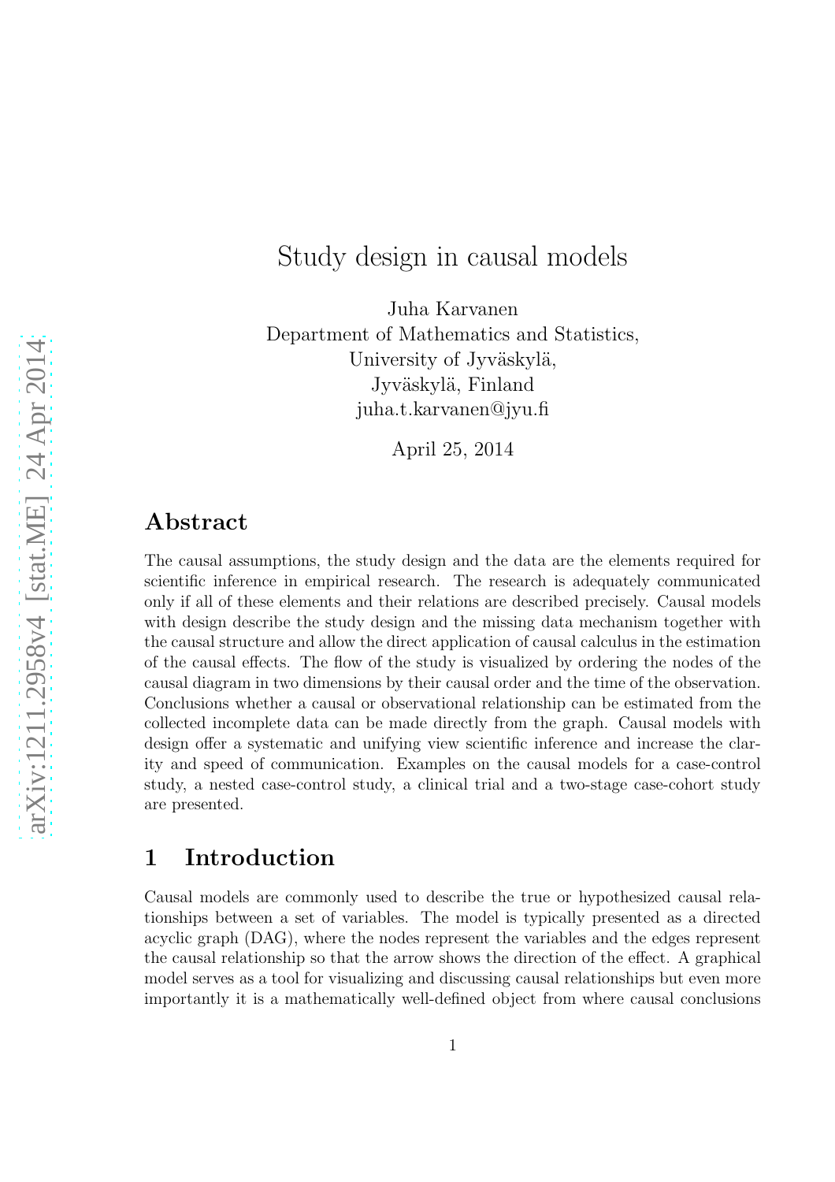# Study design in causal models

Juha Karvanen
Department of Mathematics and Statistics,
University of Jyväskylä,
Jyväskylä, Finland
juha.t.karvanen@jyu.fi

April 25, 2014

## Abstract

The causal assumptions, the study design and the data are the elements required for scientific inference in empirical research. The research is adequately communicated only if all of these elements and their relations are described precisely. Causal models with design describe the study design and the missing data mechanism together with the causal structure and allow the direct application of causal calculus in the estimation of the causal effects. The flow of the study is visualized by ordering the nodes of the causal diagram in two dimensions by their causal order and the time of the observation. Conclusions whether a causal or observational relationship can be estimated from the collected incomplete data can be made directly from the graph. Causal models with design offer a systematic and unifying view scientific inference and increase the clarity and speed of communication. Examples on the causal models for a case-control study, a nested case-control study, a clinical trial and a two-stage case-cohort study are presented.

## 1 Introduction

Causal models are commonly used to describe the true or hypothesized causal relationships between a set of variables. The model is typically presented as a directed acyclic graph (DAG), where the nodes represent the variables and the edges represent the causal relationship so that the arrow shows the direction of the effect. A graphical model serves as a tool for visualizing and discussing causal relationships but even more importantly it is a mathematically well-defined object from where causal conclusions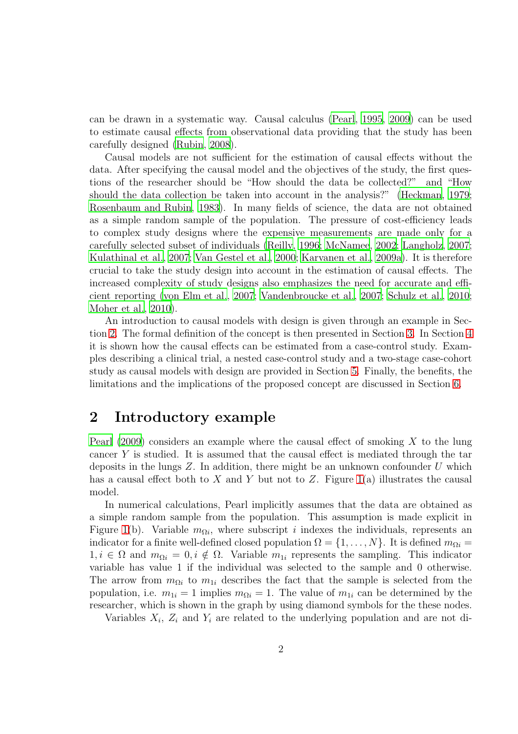can be drawn in a systematic way. Causal calculus (Pearl, 1995, 2009) can be used to estimate causal effects from observational data providing that the study has been carefully designed (Rubin, 2008).

Causal models are not sufficient for the estimation of causal effects without the data. After specifying the causal model and the objectives of the study, the first questions of the researcher should be "How should the data be collected?" and "How should the data collection be taken into account in the analysis?" (Heckman, 1979; Rosenbaum and Rubin, 1983). In many fields of science, the data are not obtained as a simple random sample of the population. The pressure of cost-efficiency leads to complex study designs where the expensive measurements are made only for a carefully selected subset of individuals (Reilly, 1996; McNamee, 2002; Langholz, 2007; Kulathinal et al., 2007; Van Gestel et al., 2000; Karvanen et al., 2009a). It is therefore crucial to take the study design into account in the estimation of causal effects. The increased complexity of study designs also emphasizes the need for accurate and efficient reporting (von Elm et al., 2007; Vandenbroucke et al., 2007; Schulz et al., 2010; Moher et al., 2010).

An introduction to causal models with design is given through an example in Section 2. The formal definition of the concept is then presented in Section 3. In Section 4 it is shown how the causal effects can be estimated from a case-control study. Examples describing a clinical trial, a nested case-control study and a two-stage case-cohort study as causal models with design are provided in Section 5. Finally, the benefits, the limitations and the implications of the proposed concept are discussed in Section 6.

## 2 Introductory example

Pearl (2009) considers an example where the causal effect of smoking $X$ to the lung cancer $Y$ is studied. It is assumed that the causal effect is mediated through the tar deposits in the lungs $Z$. In addition, there might be an unknown confounder $U$ which has a causal effect both to $X$ and $Y$ but not to $Z$. Figure 1(a) illustrates the causal model.

In numerical calculations, Pearl implicitly assumes that the data are obtained as a simple random sample from the population. This assumption is made explicit in Figure 1(b). Variable $m_{\Omega i}$, where subscript $i$ indexes the individuals, represents an indicator for a finite well-defined closed population $\Omega = \{1, \ldots, N\}$. It is defined $m_{\Omega i} = 1, i \in \Omega$ and $m_{\Omega i} = 0, i \notin \Omega$. Variable $m_{1i}$ represents the sampling. This indicator variable has value 1 if the individual was selected to the sample and 0 otherwise. The arrow from $m_{\Omega i}$ to $m_{1i}$ describes the fact that the sample is selected from the population, i.e. $m_{1i} = 1$ implies $m_{\Omega i} = 1$. The value of $m_{1i}$ can be determined by the researcher, which is shown in the graph by using diamond symbols for the these nodes.

Variables $X_i$, $Z_i$ and $Y_i$ are related to the underlying population and are not di-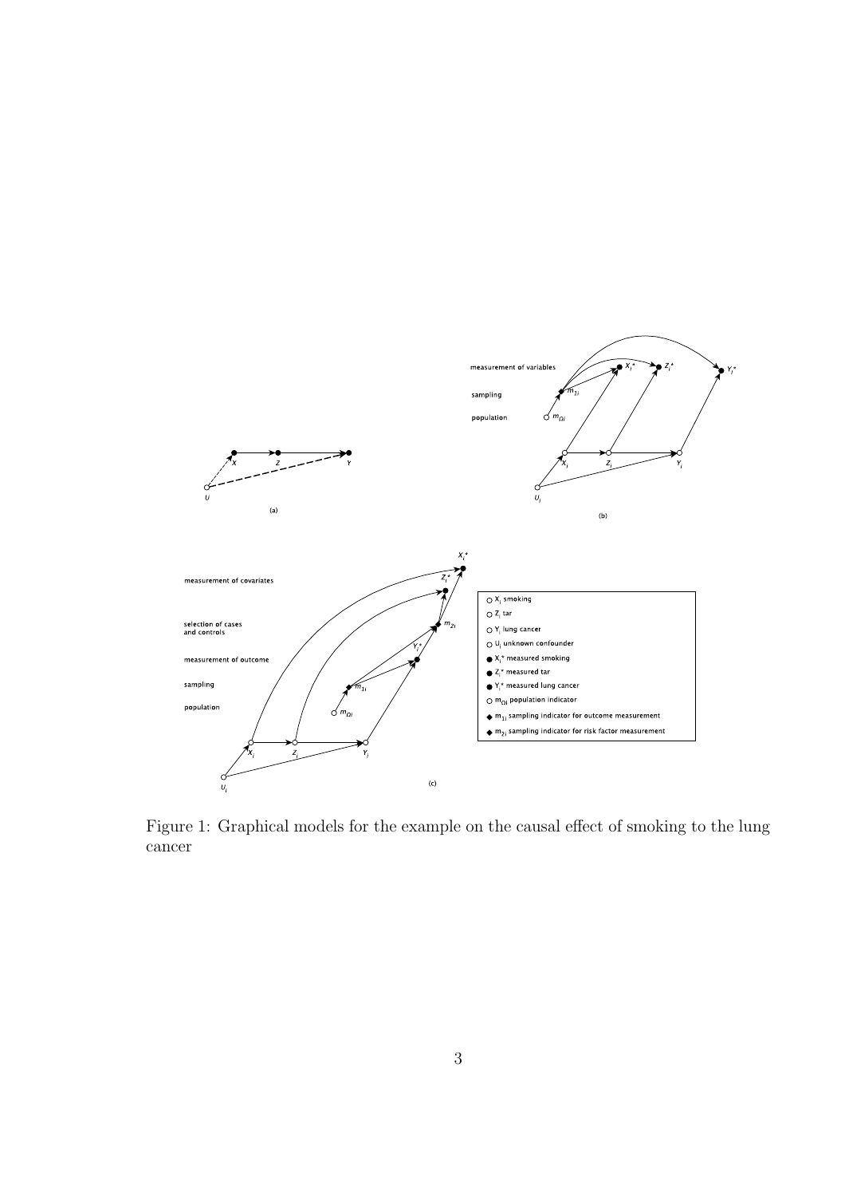measurement of variables

sampling

population

$X$ $Z$ $Y$

$U$

(a)

$X_i^*$ $Z_i^*$ $Y_i^*$

$m_{1i}$

$m_{0i}$

$X_i$ $Z_i$ $Y_i$

$U_i$

(b)

measurement of covariates

selection of cases and controls

measurement of outcome

sampling

population

$X_i^*$

$Z_i^*$

$m_{2i}$

$Y_i^*$

$m_{1i}$

$m_{0i}$

$X_i$ $Z_i$ $Y_i$

$U_i$

(c)

○ $X_i$ smoking
○ $Z_i$ tar
○ $Y_i$ lung cancer
○ $U_i$ unknown confounder
● $X_i^*$ measured smoking
● $Z_i^*$ measured tar
● $Y_i^*$ measured lung cancer
○ $m_{0i}$ population indicator
◆ $m_{1i}$ sampling indicator for outcome measurement
◆ $m_{2i}$ sampling indicator for risk factor measurement

Figure 1: Graphical models for the example on the causal effect of smoking to the lung cancer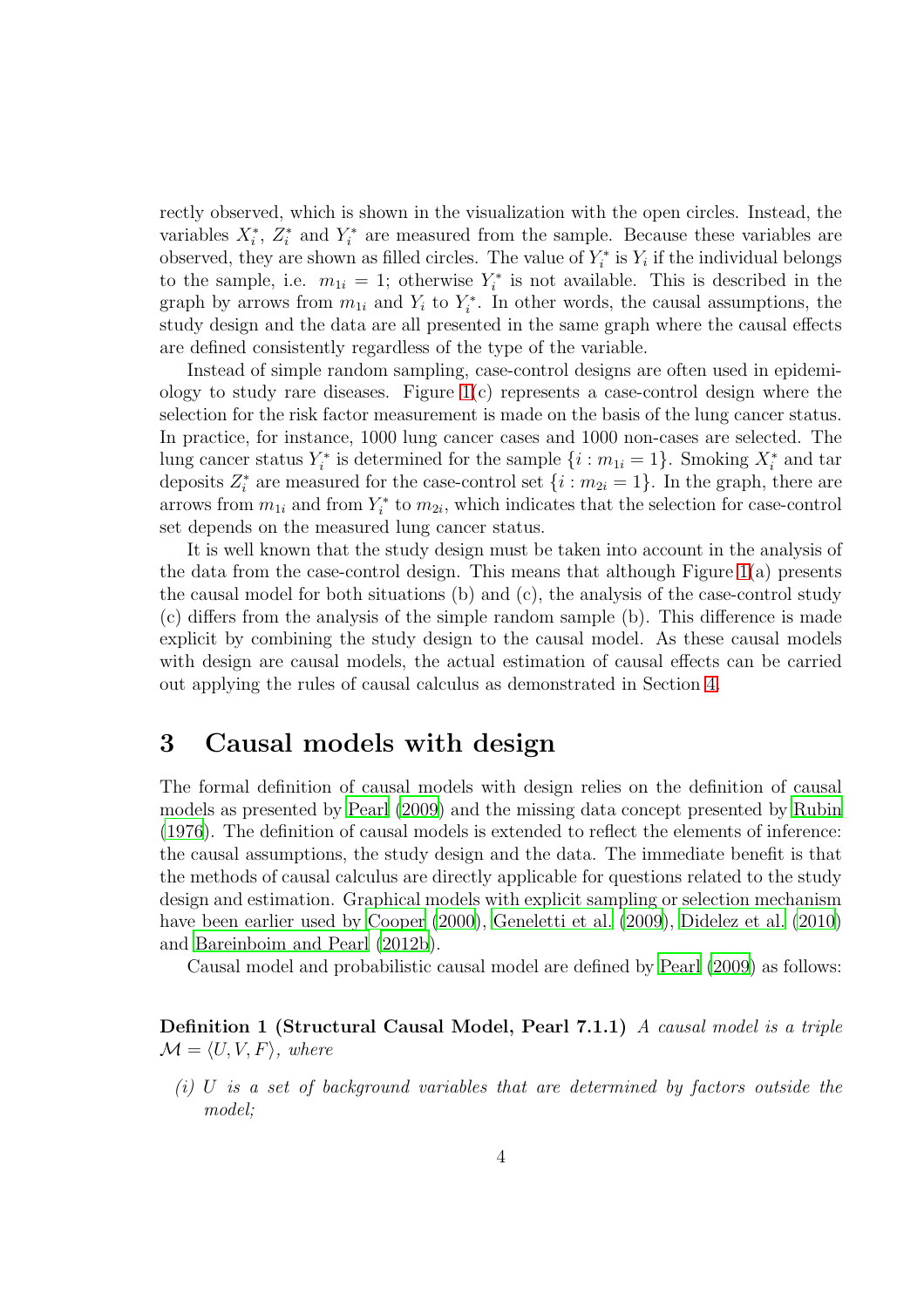rectly observed, which is shown in the visualization with the open circles. Instead, the variables $X_i^*$, $Z_i^*$ and $Y_i^*$ are measured from the sample. Because these variables are observed, they are shown as filled circles. The value of $Y_i^*$ is $Y_i$ if the individual belongs to the sample, i.e. $m_{1i} = 1$; otherwise $Y_i^*$ is not available. This is described in the graph by arrows from $m_{1i}$ and $Y_i$ to $Y_i^*$. In other words, the causal assumptions, the study design and the data are all presented in the same graph where the causal effects are defined consistently regardless of the type of the variable.

Instead of simple random sampling, case-control designs are often used in epidemiology to study rare diseases. Figure 1(c) represents a case-control design where the selection for the risk factor measurement is made on the basis of the lung cancer status. In practice, for instance, 1000 lung cancer cases and 1000 non-cases are selected. The lung cancer status $Y_i^*$ is determined for the sample $\{i : m_{1i} = 1\}$. Smoking $X_i^*$ and tar deposits $Z_i^*$ are measured for the case-control set $\{i : m_{2i} = 1\}$. In the graph, there are arrows from $m_{1i}$ and from $Y_i^*$ to $m_{2i}$, which indicates that the selection for case-control set depends on the measured lung cancer status.

It is well known that the study design must be taken into account in the analysis of the data from the case-control design. This means that although Figure 1(a) presents the causal model for both situations (b) and (c), the analysis of the case-control study (c) differs from the analysis of the simple random sample (b). This difference is made explicit by combining the study design to the causal model. As these causal models with design are causal models, the actual estimation of causal effects can be carried out applying the rules of causal calculus as demonstrated in Section 4.

# 3 Causal models with design

The formal definition of causal models with design relies on the definition of causal models as presented by Pearl (2009) and the missing data concept presented by Rubin (1976). The definition of causal models is extended to reflect the elements of inference: the causal assumptions, the study design and the data. The immediate benefit is that the methods of causal calculus are directly applicable for questions related to the study design and estimation. Graphical models with explicit sampling or selection mechanism have been earlier used by Cooper (2000), Geneletti et al. (2009), Didelez et al. (2010) and Bareinboim and Pearl (2012b).

Causal model and probabilistic causal model are defined by Pearl (2009) as follows:

**Definition 1 (Structural Causal Model, Pearl 7.1.1)** *A causal model is a triple* $\mathcal{M} = \langle U, V, F \rangle$*, where*

*(i) $U$ is a set of background variables that are determined by factors outside the model;*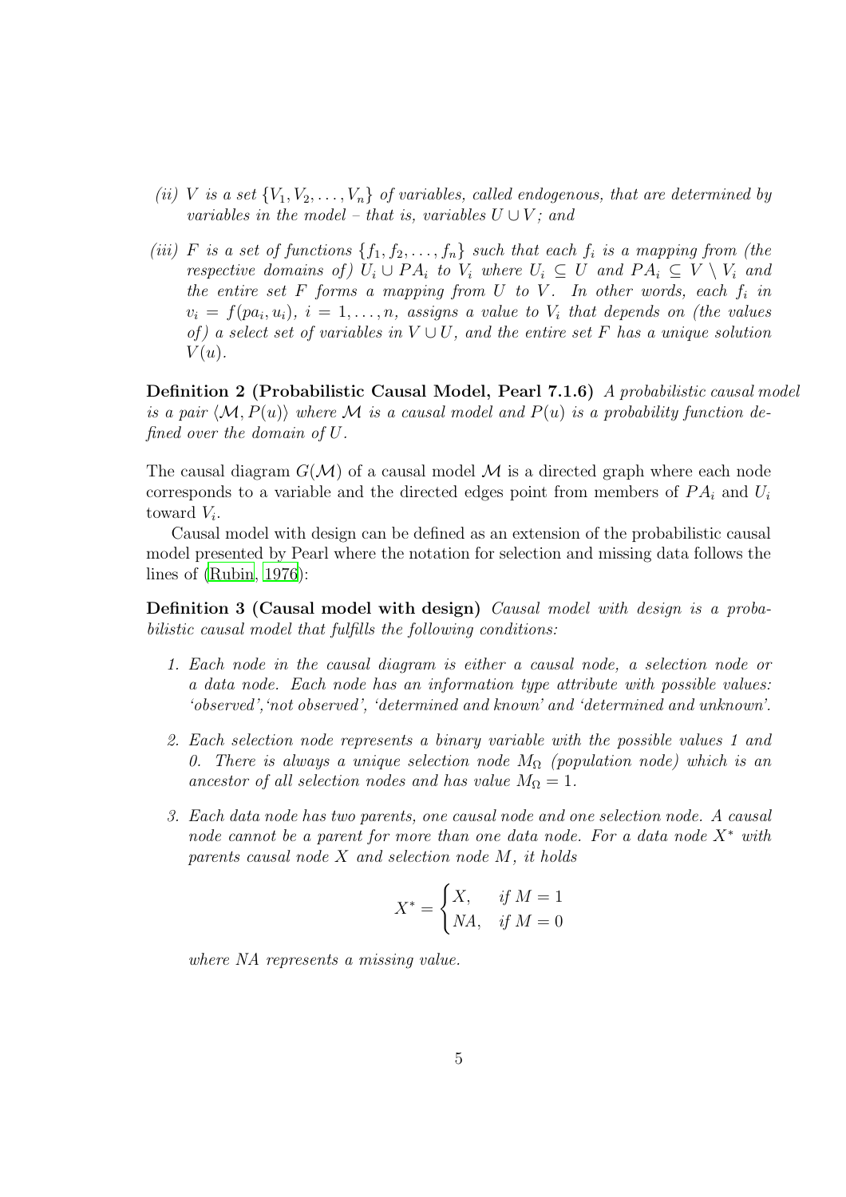*(ii) $V$ is a set $\{V_1, V_2, \ldots, V_n\}$ of variables, called endogenous, that are determined by variables in the model – that is, variables $U \cup V$; and*

*(iii) $F$ is a set of functions $\{f_1, f_2, \ldots, f_n\}$ such that each $f_i$ is a mapping from (the respective domains of) $U_i \cup PA_i$ to $V_i$ where $U_i \subseteq U$ and $PA_i \subseteq V \setminus V_i$ and the entire set $F$ forms a mapping from $U$ to $V$. In other words, each $f_i$ in $v_i = f(pa_i, u_i)$, $i = 1, \ldots, n$, assigns a value to $V_i$ that depends on (the values of) a select set of variables in $V \cup U$, and the entire set $F$ has a unique solution $V(u)$.*

**Definition 2 (Probabilistic Causal Model, Pearl 7.1.6)** *A probabilistic causal model is a pair $\langle \mathcal{M}, P(u) \rangle$ where $\mathcal{M}$ is a causal model and $P(u)$ is a probability function defined over the domain of $U$.*

The causal diagram $G(\mathcal{M})$ of a causal model $\mathcal{M}$ is a directed graph where each node corresponds to a variable and the directed edges point from members of $PA_i$ and $U_i$ toward $V_i$.

Causal model with design can be defined as an extension of the probabilistic causal model presented by Pearl where the notation for selection and missing data follows the lines of (Rubin, 1976):

**Definition 3 (Causal model with design)** *Causal model with design is a probabilistic causal model that fulfills the following conditions:*

1. *Each node in the causal diagram is either a causal node, a selection node or a data node. Each node has an information type attribute with possible values: 'observed','not observed', 'determined and known' and 'determined and unknown'.*
2. *Each selection node represents a binary variable with the possible values 1 and 0. There is always a unique selection node $M_\Omega$ (population node) which is an ancestor of all selection nodes and has value $M_\Omega = 1$.*
3. *Each data node has two parents, one causal node and one selection node. A causal node cannot be a parent for more than one data node. For a data node $X^*$ with parents causal node $X$ and selection node $M$, it holds*

$$X^* = \begin{cases} X, & \text{if } M = 1 \\ NA, & \text{if } M = 0 \end{cases}$$

   *where NA represents a missing value.*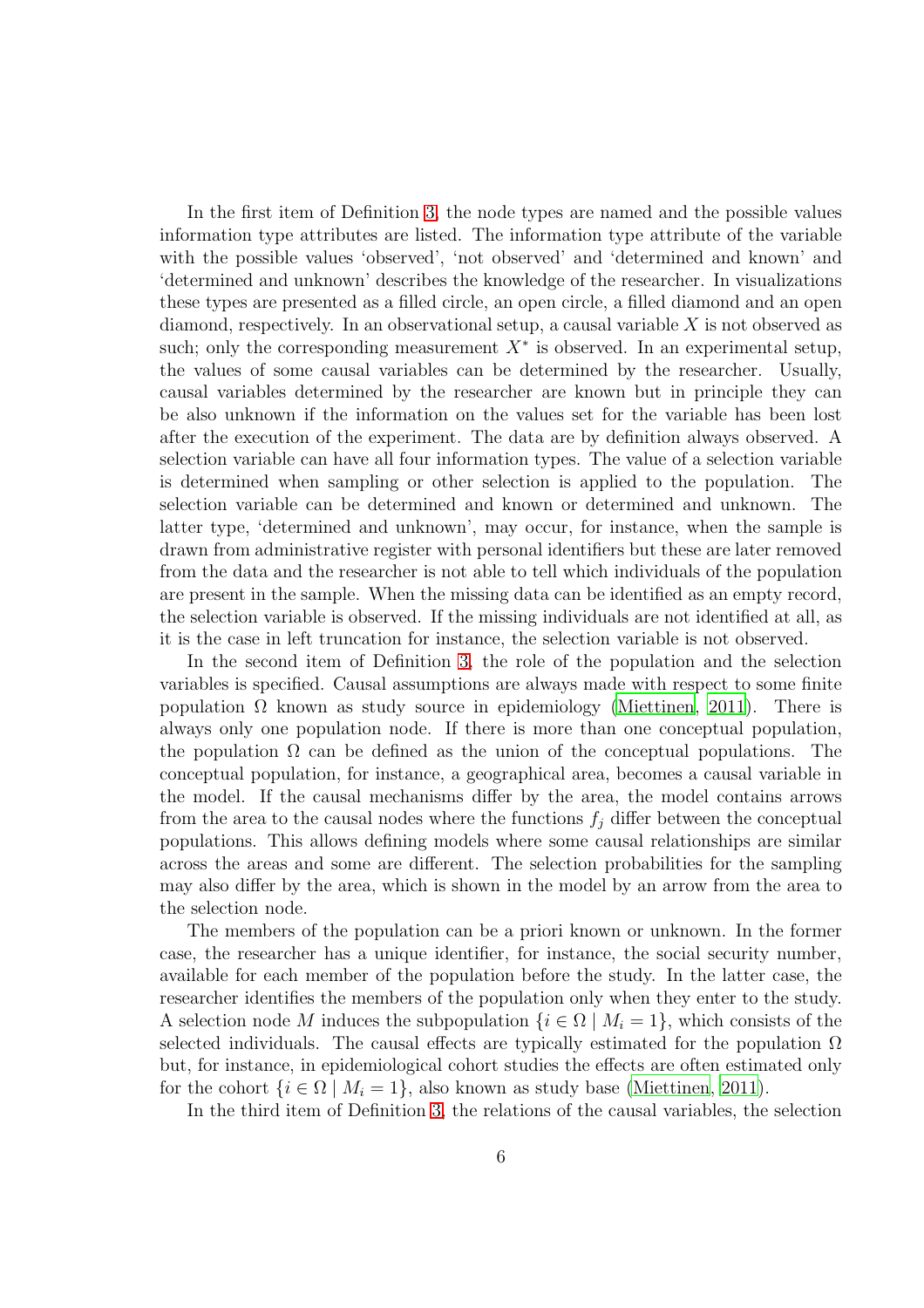In the first item of Definition 3, the node types are named and the possible values information type attributes are listed. The information type attribute of the variable with the possible values 'observed', 'not observed' and 'determined and known' and 'determined and unknown' describes the knowledge of the researcher. In visualizations these types are presented as a filled circle, an open circle, a filled diamond and an open diamond, respectively. In an observational setup, a causal variable $X$ is not observed as such; only the corresponding measurement $X^*$ is observed. In an experimental setup, the values of some causal variables can be determined by the researcher. Usually, causal variables determined by the researcher are known but in principle they can be also unknown if the information on the values set for the variable has been lost after the execution of the experiment. The data are by definition always observed. A selection variable can have all four information types. The value of a selection variable is determined when sampling or other selection is applied to the population. The selection variable can be determined and known or determined and unknown. The latter type, 'determined and unknown', may occur, for instance, when the sample is drawn from administrative register with personal identifiers but these are later removed from the data and the researcher is not able to tell which individuals of the population are present in the sample. When the missing data can be identified as an empty record, the selection variable is observed. If the missing individuals are not identified at all, as it is the case in left truncation for instance, the selection variable is not observed.

In the second item of Definition 3, the role of the population and the selection variables is specified. Causal assumptions are always made with respect to some finite population $\Omega$ known as study source in epidemiology (Miettinen, 2011). There is always only one population node. If there is more than one conceptual population, the population $\Omega$ can be defined as the union of the conceptual populations. The conceptual population, for instance, a geographical area, becomes a causal variable in the model. If the causal mechanisms differ by the area, the model contains arrows from the area to the causal nodes where the functions $f_j$ differ between the conceptual populations. This allows defining models where some causal relationships are similar across the areas and some are different. The selection probabilities for the sampling may also differ by the area, which is shown in the model by an arrow from the area to the selection node.

The members of the population can be a priori known or unknown. In the former case, the researcher has a unique identifier, for instance, the social security number, available for each member of the population before the study. In the latter case, the researcher identifies the members of the population only when they enter to the study. A selection node $M$ induces the subpopulation $\{i \in \Omega \mid M_i = 1\}$, which consists of the selected individuals. The causal effects are typically estimated for the population $\Omega$ but, for instance, in epidemiological cohort studies the effects are often estimated only for the cohort $\{i \in \Omega \mid M_i = 1\}$, also known as study base (Miettinen, 2011).

In the third item of Definition 3, the relations of the causal variables, the selection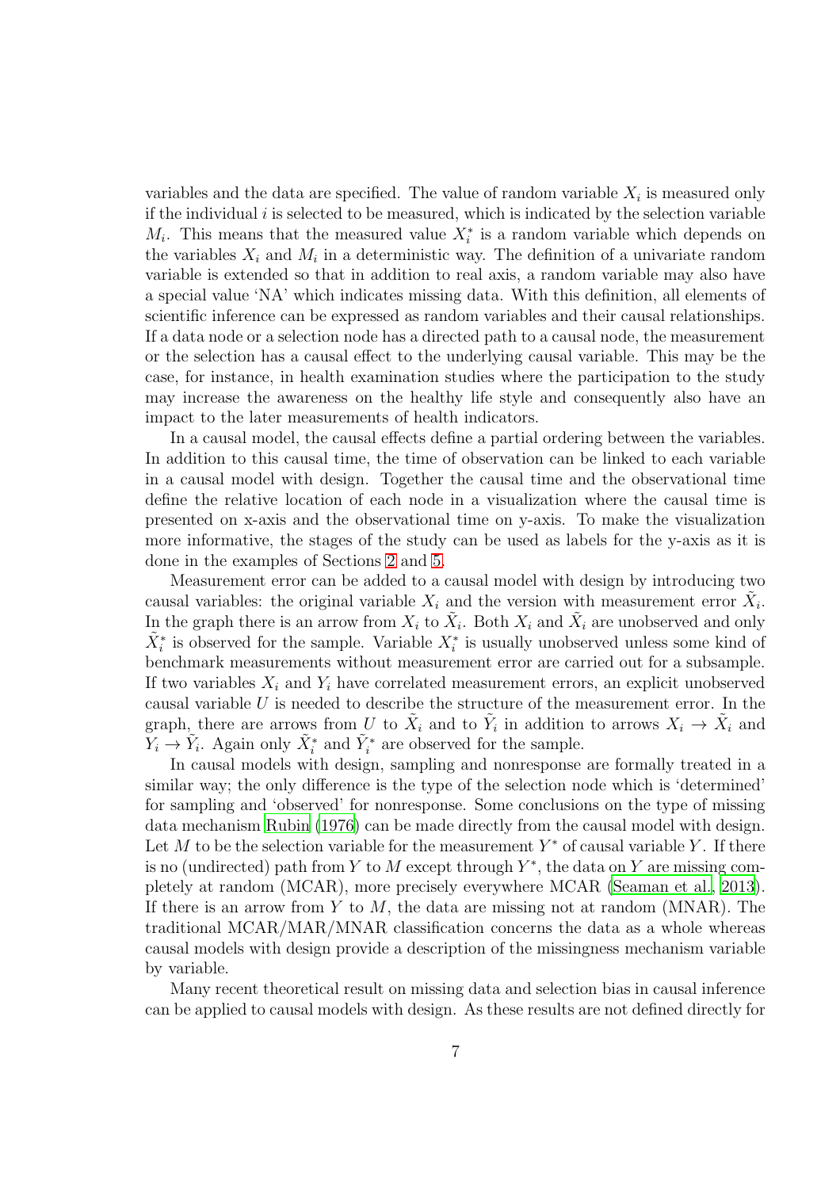variables and the data are specified. The value of random variable $X_i$ is measured only if the individual $i$ is selected to be measured, which is indicated by the selection variable $M_i$. This means that the measured value $X_i^*$ is a random variable which depends on the variables $X_i$ and $M_i$ in a deterministic way. The definition of a univariate random variable is extended so that in addition to real axis, a random variable may also have a special value 'NA' which indicates missing data. With this definition, all elements of scientific inference can be expressed as random variables and their causal relationships. If a data node or a selection node has a directed path to a causal node, the measurement or the selection has a causal effect to the underlying causal variable. This may be the case, for instance, in health examination studies where the participation to the study may increase the awareness on the healthy life style and consequently also have an impact to the later measurements of health indicators.

In a causal model, the causal effects define a partial ordering between the variables. In addition to this causal time, the time of observation can be linked to each variable in a causal model with design. Together the causal time and the observational time define the relative location of each node in a visualization where the causal time is presented on x-axis and the observational time on y-axis. To make the visualization more informative, the stages of the study can be used as labels for the y-axis as it is done in the examples of Sections 2 and 5.

Measurement error can be added to a causal model with design by introducing two causal variables: the original variable $X_i$ and the version with measurement error $\tilde{X}_i$. In the graph there is an arrow from $X_i$ to $\tilde{X}_i$. Both $X_i$ and $\tilde{X}_i$ are unobserved and only $\tilde{X}_i^*$ is observed for the sample. Variable $X_i^*$ is usually unobserved unless some kind of benchmark measurements without measurement error are carried out for a subsample. If two variables $X_i$ and $Y_i$ have correlated measurement errors, an explicit unobserved causal variable $U$ is needed to describe the structure of the measurement error. In the graph, there are arrows from $U$ to $\tilde{X}_i$ and to $\tilde{Y}_i$ in addition to arrows $X_i \rightarrow \tilde{X}_i$ and $Y_i \rightarrow \tilde{Y}_i$. Again only $\tilde{X}_i^*$ and $\tilde{Y}_i^*$ are observed for the sample.

In causal models with design, sampling and nonresponse are formally treated in a similar way; the only difference is the type of the selection node which is 'determined' for sampling and 'observed' for nonresponse. Some conclusions on the type of missing data mechanism Rubin (1976) can be made directly from the causal model with design. Let $M$ to be the selection variable for the measurement $Y^*$ of causal variable $Y$. If there is no (undirected) path from $Y$ to $M$ except through $Y^*$, the data on $Y$ are missing completely at random (MCAR), more precisely everywhere MCAR (Seaman et al., 2013). If there is an arrow from $Y$ to $M$, the data are missing not at random (MNAR). The traditional MCAR/MAR/MNAR classification concerns the data as a whole whereas causal models with design provide a description of the missingness mechanism variable by variable.

Many recent theoretical result on missing data and selection bias in causal inference can be applied to causal models with design. As these results are not defined directly for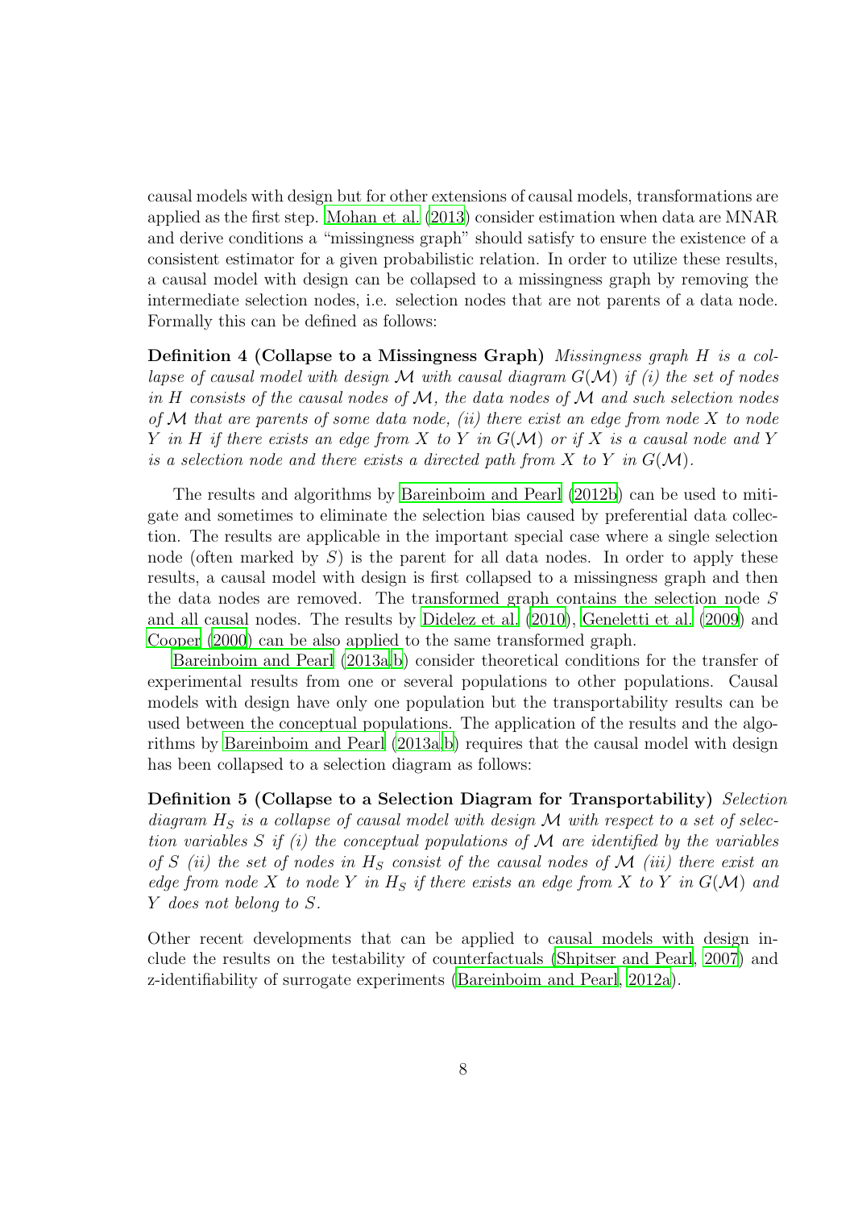causal models with design but for other extensions of causal models, transformations are applied as the first step. Mohan et al. (2013) consider estimation when data are MNAR and derive conditions a "missingness graph" should satisfy to ensure the existence of a consistent estimator for a given probabilistic relation. In order to utilize these results, a causal model with design can be collapsed to a missingness graph by removing the intermediate selection nodes, i.e. selection nodes that are not parents of a data node. Formally this can be defined as follows:

**Definition 4 (Collapse to a Missingness Graph)** *Missingness graph $H$ is a collapse of causal model with design $\mathcal{M}$ with causal diagram $G(\mathcal{M})$ if (i) the set of nodes in $H$ consists of the causal nodes of $\mathcal{M}$, the data nodes of $\mathcal{M}$ and such selection nodes of $\mathcal{M}$ that are parents of some data node, (ii) there exist an edge from node $X$ to node $Y$ in $H$ if there exists an edge from $X$ to $Y$ in $G(\mathcal{M})$ or if $X$ is a causal node and $Y$ is a selection node and there exists a directed path from $X$ to $Y$ in $G(\mathcal{M})$.*

The results and algorithms by Bareinboim and Pearl (2012b) can be used to mitigate and sometimes to eliminate the selection bias caused by preferential data collection. The results are applicable in the important special case where a single selection node (often marked by $S$) is the parent for all data nodes. In order to apply these results, a causal model with design is first collapsed to a missingness graph and then the data nodes are removed. The transformed graph contains the selection node $S$ and all causal nodes. The results by Didelez et al. (2010), Geneletti et al. (2009) and Cooper (2000) can be also applied to the same transformed graph.

Bareinboim and Pearl (2013a,b) consider theoretical conditions for the transfer of experimental results from one or several populations to other populations. Causal models with design have only one population but the transportability results can be used between the conceptual populations. The application of the results and the algorithms by Bareinboim and Pearl (2013a,b) requires that the causal model with design has been collapsed to a selection diagram as follows:

**Definition 5 (Collapse to a Selection Diagram for Transportability)** *Selection diagram $H_S$ is a collapse of causal model with design $\mathcal{M}$ with respect to a set of selection variables $S$ if (i) the conceptual populations of $\mathcal{M}$ are identified by the variables of $S$ (ii) the set of nodes in $H_S$ consist of the causal nodes of $\mathcal{M}$ (iii) there exist an edge from node $X$ to node $Y$ in $H_S$ if there exists an edge from $X$ to $Y$ in $G(\mathcal{M})$ and $Y$ does not belong to $S$.*

Other recent developments that can be applied to causal models with design include the results on the testability of counterfactuals (Shpitser and Pearl, 2007) and z-identifiability of surrogate experiments (Bareinboim and Pearl, 2012a).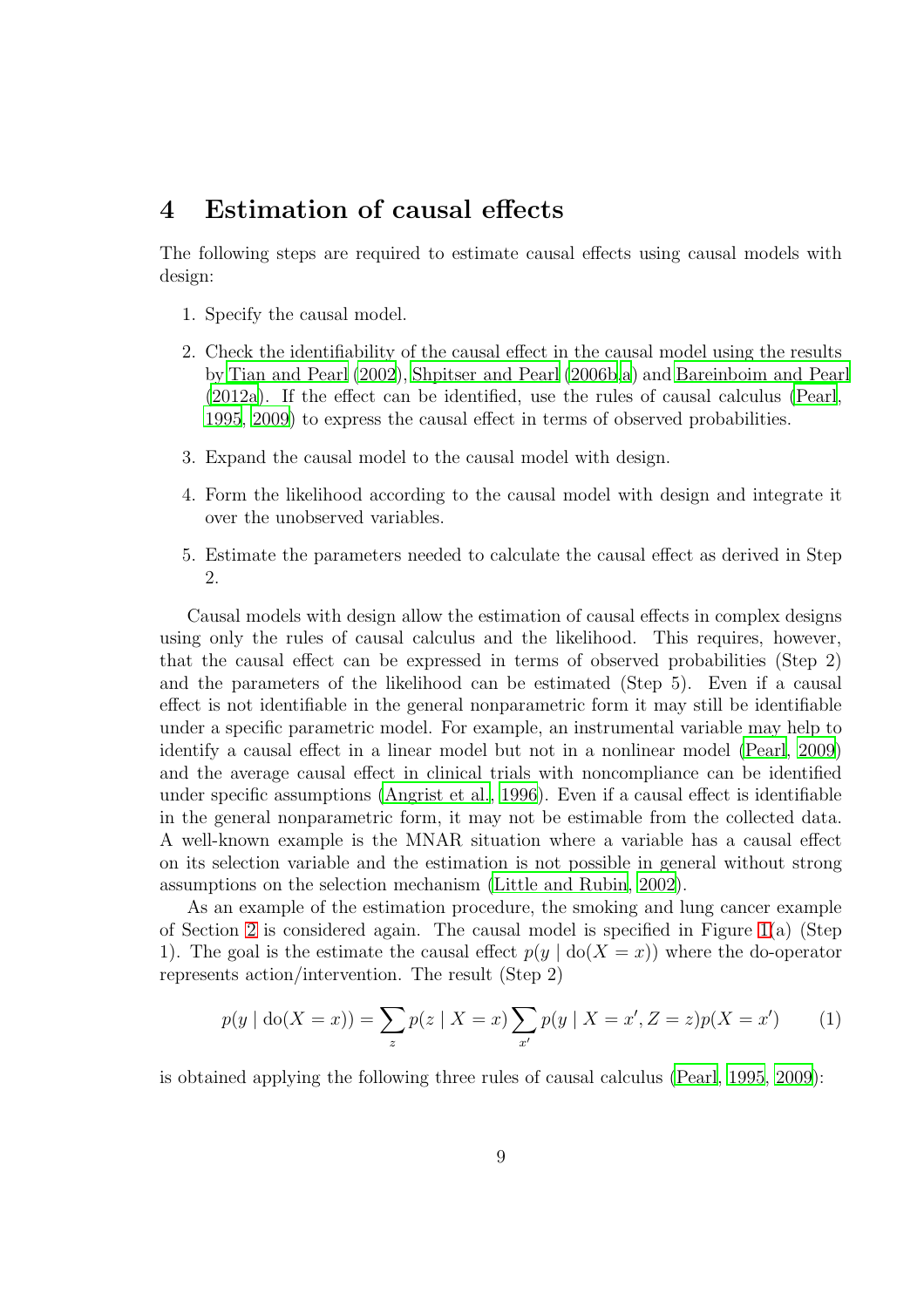# 4 Estimation of causal effects

The following steps are required to estimate causal effects using causal models with design:

1. Specify the causal model.
2. Check the identifiability of the causal effect in the causal model using the results by Tian and Pearl (2002), Shpitser and Pearl (2006b,a) and Bareinboim and Pearl (2012a). If the effect can be identified, use the rules of causal calculus (Pearl, 1995, 2009) to express the causal effect in terms of observed probabilities.
3. Expand the causal model to the causal model with design.
4. Form the likelihood according to the causal model with design and integrate it over the unobserved variables.
5. Estimate the parameters needed to calculate the causal effect as derived in Step 2.

Causal models with design allow the estimation of causal effects in complex designs using only the rules of causal calculus and the likelihood. This requires, however, that the causal effect can be expressed in terms of observed probabilities (Step 2) and the parameters of the likelihood can be estimated (Step 5). Even if a causal effect is not identifiable in the general nonparametric form it may still be identifiable under a specific parametric model. For example, an instrumental variable may help to identify a causal effect in a linear model but not in a nonlinear model (Pearl, 2009) and the average causal effect in clinical trials with noncompliance can be identified under specific assumptions (Angrist et al., 1996). Even if a causal effect is identifiable in the general nonparametric form, it may not be estimable from the collected data. A well-known example is the MNAR situation where a variable has a causal effect on its selection variable and the estimation is not possible in general without strong assumptions on the selection mechanism (Little and Rubin, 2002).

As an example of the estimation procedure, the smoking and lung cancer example of Section 2 is considered again. The causal model is specified in Figure 1(a) (Step 1). The goal is the estimate the causal effect $p(y \mid \mathrm{do}(X = x))$ where the do-operator represents action/intervention. The result (Step 2)

$$p(y \mid \mathrm{do}(X = x)) = \sum_{z} p(z \mid X = x) \sum_{x'} p(y \mid X = x', Z = z) p(X = x') \qquad (1)$$

is obtained applying the following three rules of causal calculus (Pearl, 1995, 2009):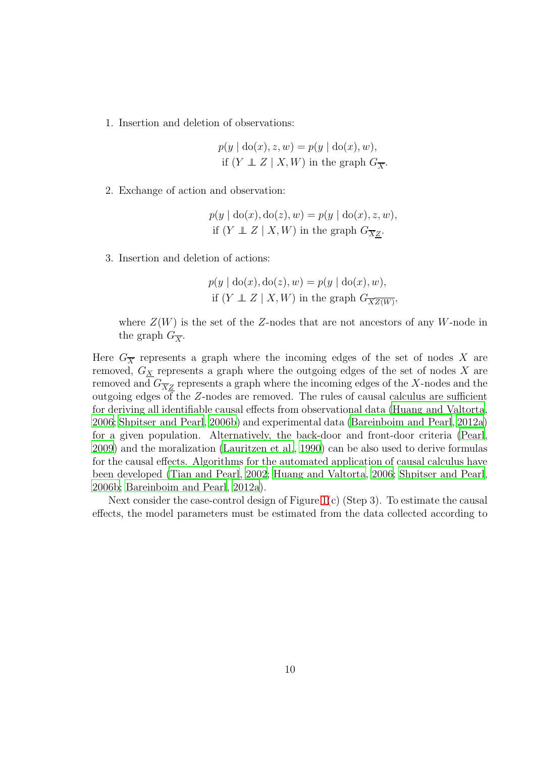1. Insertion and deletion of observations:

$$p(y \mid \mathrm{do}(x), z, w) = p(y \mid \mathrm{do}(x), w),$$
$$\text{if } (Y \perp\!\!\!\perp Z \mid X, W) \text{ in the graph } G_{\overline{X}}.$$

2. Exchange of action and observation:

$$p(y \mid \mathrm{do}(x), \mathrm{do}(z), w) = p(y \mid \mathrm{do}(x), z, w),$$
$$\text{if } (Y \perp\!\!\!\perp Z \mid X, W) \text{ in the graph } G_{\overline{X}\underline{Z}}.$$

3. Insertion and deletion of actions:

$$p(y \mid \mathrm{do}(x), \mathrm{do}(z), w) = p(y \mid \mathrm{do}(x), w),$$
$$\text{if } (Y \perp\!\!\!\perp Z \mid X, W) \text{ in the graph } G_{\overline{X}\,\overline{Z(W)}},$$

   where $Z(W)$ is the set of the $Z$-nodes that are not ancestors of any $W$-node in the graph $G_{\overline{X}}$.

Here $G_{\overline{X}}$ represents a graph where the incoming edges of the set of nodes $X$ are removed, $G_{\underline{X}}$ represents a graph where the outgoing edges of the set of nodes $X$ are removed and $G_{\overline{X}\underline{Z}}$ represents a graph where the incoming edges of the $X$-nodes and the outgoing edges of the $Z$-nodes are removed. The rules of causal calculus are sufficient for deriving all identifiable causal effects from observational data (Huang and Valtorta, 2006; Shpitser and Pearl, 2006b) and experimental data (Bareinboim and Pearl, 2012a) for a given population. Alternatively, the back-door and front-door criteria (Pearl, 2009) and the moralization (Lauritzen et al., 1990) can be also used to derive formulas for the causal effects. Algorithms for the automated application of causal calculus have been developed (Tian and Pearl, 2002; Huang and Valtorta, 2006; Shpitser and Pearl, 2006b; Bareinboim and Pearl, 2012a).

Next consider the case-control design of Figure 1(c) (Step 3). To estimate the causal effects, the model parameters must be estimated from the data collected according to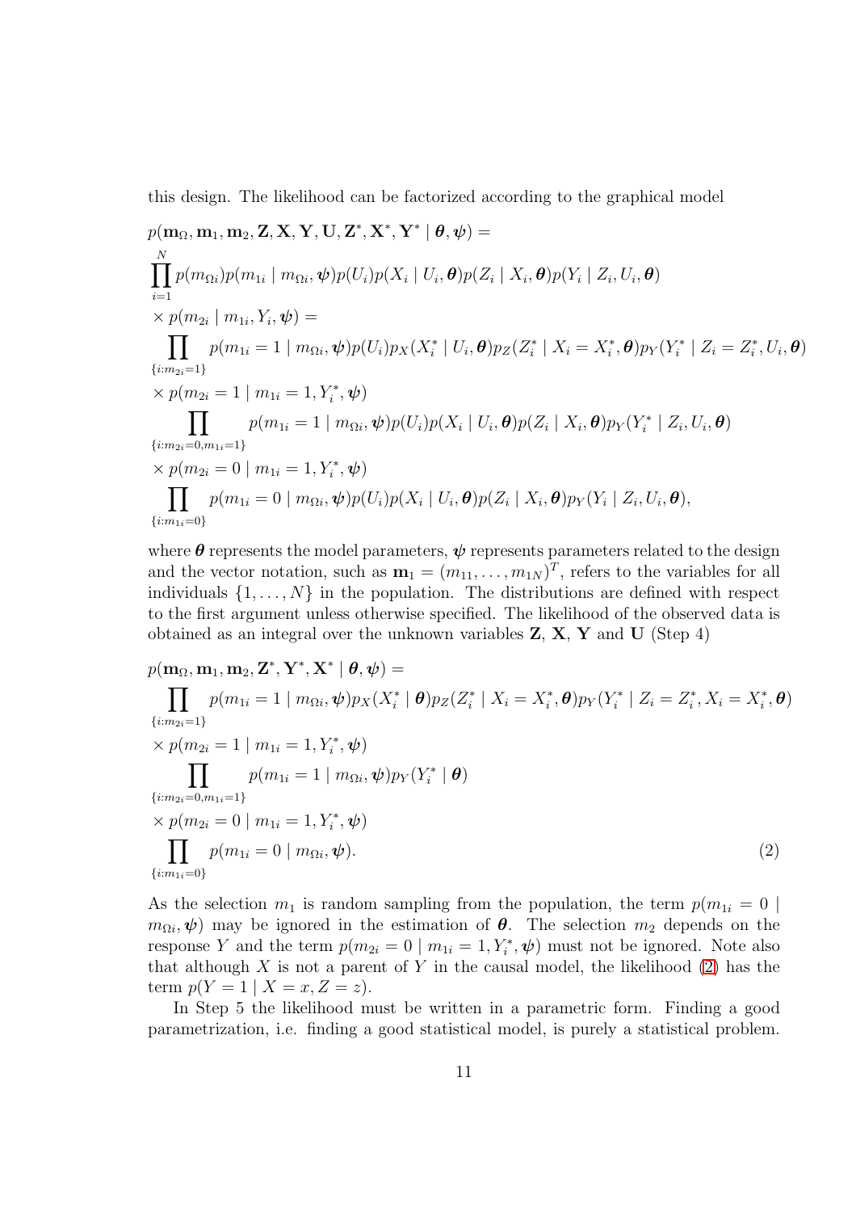this design. The likelihood can be factorized according to the graphical model

$$
\begin{aligned}
&p(\mathbf{m}_\Omega, \mathbf{m}_1, \mathbf{m}_2, \mathbf{Z}, \mathbf{X}, \mathbf{Y}, \mathbf{U}, \mathbf{Z}^*, \mathbf{X}^*, \mathbf{Y}^* \mid \boldsymbol{\theta}, \boldsymbol{\psi}) = \\
&\prod_{i=1}^{N} p(m_{\Omega i}) p(m_{1i} \mid m_{\Omega i}, \boldsymbol{\psi}) p(U_i) p(X_i \mid U_i, \boldsymbol{\theta}) p(Z_i \mid X_i, \boldsymbol{\theta}) p(Y_i \mid Z_i, U_i, \boldsymbol{\theta}) \\
&\times p(m_{2i} \mid m_{1i}, Y_i, \boldsymbol{\psi}) = \\
&\prod_{\{i: m_{2i}=1\}} p(m_{1i}=1 \mid m_{\Omega i}, \boldsymbol{\psi}) p(U_i) p_X(X_i^* \mid U_i, \boldsymbol{\theta}) p_Z(Z_i^* \mid X_i = X_i^*, \boldsymbol{\theta}) p_Y(Y_i^* \mid Z_i = Z_i^*, U_i, \boldsymbol{\theta}) \\
&\times p(m_{2i}=1 \mid m_{1i}=1, Y_i^*, \boldsymbol{\psi}) \\
&\prod_{\{i: m_{2i}=0, m_{1i}=1\}} p(m_{1i}=1 \mid m_{\Omega i}, \boldsymbol{\psi}) p(U_i) p(X_i \mid U_i, \boldsymbol{\theta}) p(Z_i \mid X_i, \boldsymbol{\theta}) p_Y(Y_i^* \mid Z_i, U_i, \boldsymbol{\theta}) \\
&\times p(m_{2i}=0 \mid m_{1i}=1, Y_i^*, \boldsymbol{\psi}) \\
&\prod_{\{i: m_{1i}=0\}} p(m_{1i}=0 \mid m_{\Omega i}, \boldsymbol{\psi}) p(U_i) p(X_i \mid U_i, \boldsymbol{\theta}) p(Z_i \mid X_i, \boldsymbol{\theta}) p_Y(Y_i \mid Z_i, U_i, \boldsymbol{\theta}),
\end{aligned}
$$

where $\boldsymbol{\theta}$ represents the model parameters, $\boldsymbol{\psi}$ represents parameters related to the design and the vector notation, such as $\mathbf{m}_1 = (m_{11}, \ldots, m_{1N})^T$, refers to the variables for all individuals $\{1, \ldots, N\}$ in the population. The distributions are defined with respect to the first argument unless otherwise specified. The likelihood of the observed data is obtained as an integral over the unknown variables $\mathbf{Z}$, $\mathbf{X}$, $\mathbf{Y}$ and $\mathbf{U}$ (Step 4)

$$
\begin{aligned}
&p(\mathbf{m}_\Omega, \mathbf{m}_1, \mathbf{m}_2, \mathbf{Z}^*, \mathbf{Y}^*, \mathbf{X}^* \mid \boldsymbol{\theta}, \boldsymbol{\psi}) = \\
&\prod_{\{i: m_{2i}=1\}} p(m_{1i}=1 \mid m_{\Omega i}, \boldsymbol{\psi}) p_X(X_i^* \mid \boldsymbol{\theta}) p_Z(Z_i^* \mid X_i = X_i^*, \boldsymbol{\theta}) p_Y(Y_i^* \mid Z_i = Z_i^*, X_i = X_i^*, \boldsymbol{\theta}) \\
&\times p(m_{2i}=1 \mid m_{1i}=1, Y_i^*, \boldsymbol{\psi}) \\
&\prod_{\{i: m_{2i}=0, m_{1i}=1\}} p(m_{1i}=1 \mid m_{\Omega i}, \boldsymbol{\psi}) p_Y(Y_i^* \mid \boldsymbol{\theta}) \\
&\times p(m_{2i}=0 \mid m_{1i}=1, Y_i^*, \boldsymbol{\psi}) \\
&\prod_{\{i: m_{1i}=0\}} p(m_{1i}=0 \mid m_{\Omega i}, \boldsymbol{\psi}).
\end{aligned}
\tag{2}
$$

As the selection $m_1$ is random sampling from the population, the term $p(m_{1i} = 0 \mid m_{\Omega i}, \boldsymbol{\psi})$ may be ignored in the estimation of $\boldsymbol{\theta}$. The selection $m_2$ depends on the response $Y$ and the term $p(m_{2i} = 0 \mid m_{1i} = 1, Y_i^*, \boldsymbol{\psi})$ must not be ignored. Note also that although $X$ is not a parent of $Y$ in the causal model, the likelihood (2) has the term $p(Y = 1 \mid X = x, Z = z)$.

In Step 5 the likelihood must be written in a parametric form. Finding a good parametrization, i.e. finding a good statistical model, is purely a statistical problem.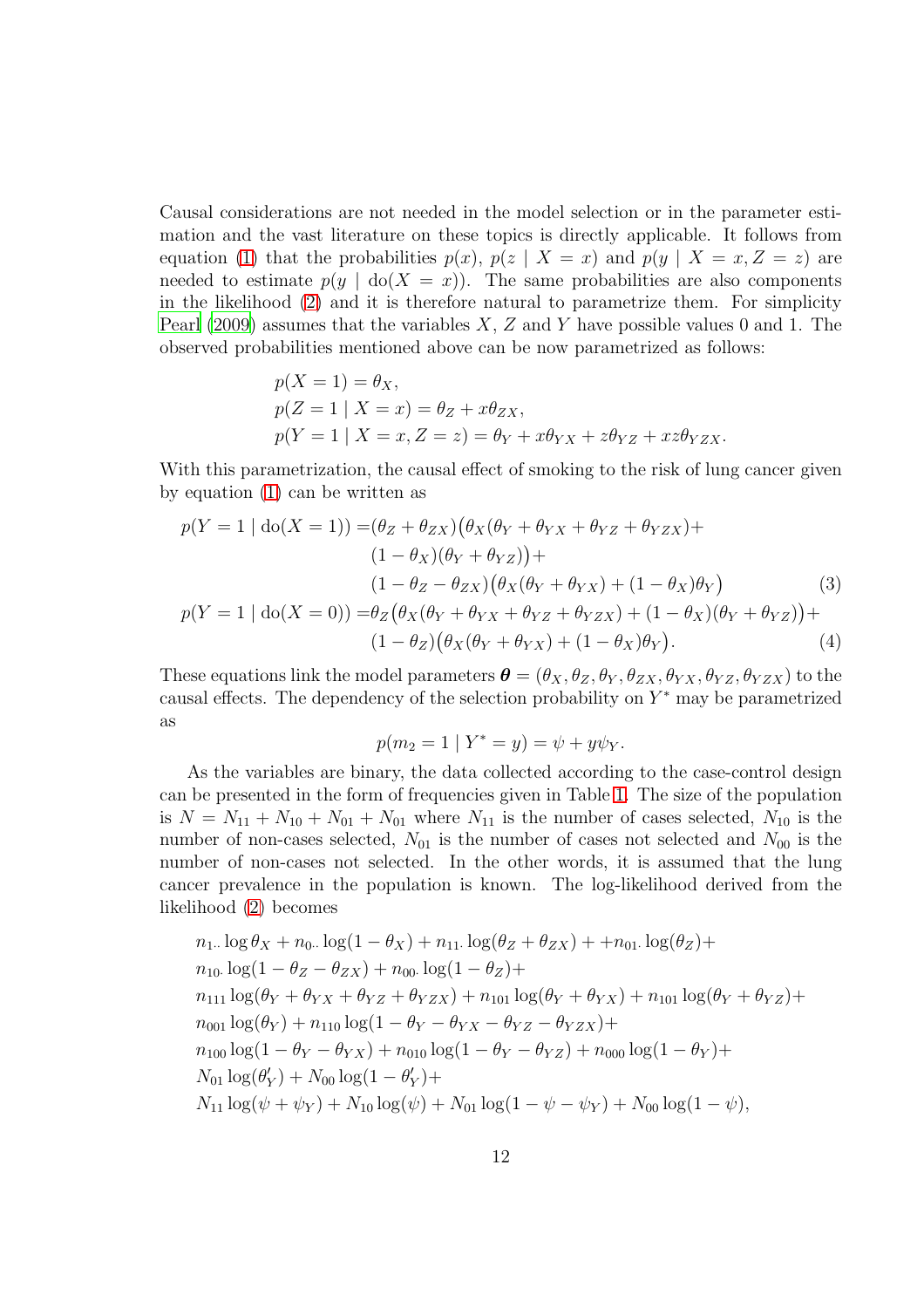Causal considerations are not needed in the model selection or in the parameter estimation and the vast literature on these topics is directly applicable. It follows from equation (1) that the probabilities $p(x)$, $p(z \mid X = x)$ and $p(y \mid X = x, Z = z)$ are needed to estimate $p(y \mid \mathrm{do}(X = x))$. The same probabilities are also components in the likelihood (2) and it is therefore natural to parametrize them. For simplicity Pearl (2009) assumes that the variables $X$, $Z$ and $Y$ have possible values 0 and 1. The observed probabilities mentioned above can be now parametrized as follows:

$$
\begin{aligned}
&p(X = 1) = \theta_X, \\
&p(Z = 1 \mid X = x) = \theta_Z + x\theta_{ZX}, \\
&p(Y = 1 \mid X = x, Z = z) = \theta_Y + x\theta_{YX} + z\theta_{YZ} + xz\theta_{YZX}.
\end{aligned}
$$

With this parametrization, the causal effect of smoking to the risk of lung cancer given by equation (1) can be written as

$$
\begin{aligned}
p(Y = 1 \mid \mathrm{do}(X = 1)) =& (\theta_Z + \theta_{ZX})\big(\theta_X(\theta_Y + \theta_{YX} + \theta_{YZ} + \theta_{YZX}) + \\
& (1 - \theta_X)(\theta_Y + \theta_{YZ})\big) + \\
& (1 - \theta_Z - \theta_{ZX})\big(\theta_X(\theta_Y + \theta_{YX}) + (1 - \theta_X)\theta_Y\big) \qquad (3) \\
p(Y = 1 \mid \mathrm{do}(X = 0)) =& \theta_Z\big(\theta_X(\theta_Y + \theta_{YX} + \theta_{YZ} + \theta_{YZX}) + (1 - \theta_X)(\theta_Y + \theta_{YZ})\big) + \\
& (1 - \theta_Z)\big(\theta_X(\theta_Y + \theta_{YX}) + (1 - \theta_X)\theta_Y\big). \qquad (4)
\end{aligned}
$$

These equations link the model parameters $\boldsymbol{\theta} = (\theta_X, \theta_Z, \theta_Y, \theta_{ZX}, \theta_{YX}, \theta_{YZ}, \theta_{YZX})$ to the causal effects. The dependency of the selection probability on $Y^*$ may be parametrized as

$$
p(m_2 = 1 \mid Y^* = y) = \psi + y\psi_Y.
$$

As the variables are binary, the data collected according to the case-control design can be presented in the form of frequencies given in Table 1. The size of the population is $N = N_{11} + N_{10} + N_{01} + N_{01}$ where $N_{11}$ is the number of cases selected, $N_{10}$ is the number of non-cases selected, $N_{01}$ is the number of cases not selected and $N_{00}$ is the number of non-cases not selected. In the other words, it is assumed that the lung cancer prevalence in the population is known. The log-likelihood derived from the likelihood (2) becomes

$$
\begin{aligned}
& n_{1\cdot\cdot} \log \theta_X + n_{0\cdot\cdot} \log(1 - \theta_X) + n_{11\cdot} \log(\theta_Z + \theta_{ZX}) + +n_{01\cdot} \log(\theta_Z) + \\
& n_{10\cdot} \log(1 - \theta_Z - \theta_{ZX}) + n_{00\cdot} \log(1 - \theta_Z) + \\
& n_{111} \log(\theta_Y + \theta_{YX} + \theta_{YZ} + \theta_{YZX}) + n_{101} \log(\theta_Y + \theta_{YX}) + n_{101} \log(\theta_Y + \theta_{YZ}) + \\
& n_{001} \log(\theta_Y) + n_{110} \log(1 - \theta_Y - \theta_{YX} - \theta_{YZ} - \theta_{YZX}) + \\
& n_{100} \log(1 - \theta_Y - \theta_{YX}) + n_{010} \log(1 - \theta_Y - \theta_{YZ}) + n_{000} \log(1 - \theta_Y) + \\
& N_{01} \log(\theta'_Y) + N_{00} \log(1 - \theta'_Y) + \\
& N_{11} \log(\psi + \psi_Y) + N_{10} \log(\psi) + N_{01} \log(1 - \psi - \psi_Y) + N_{00} \log(1 - \psi),
\end{aligned}
$$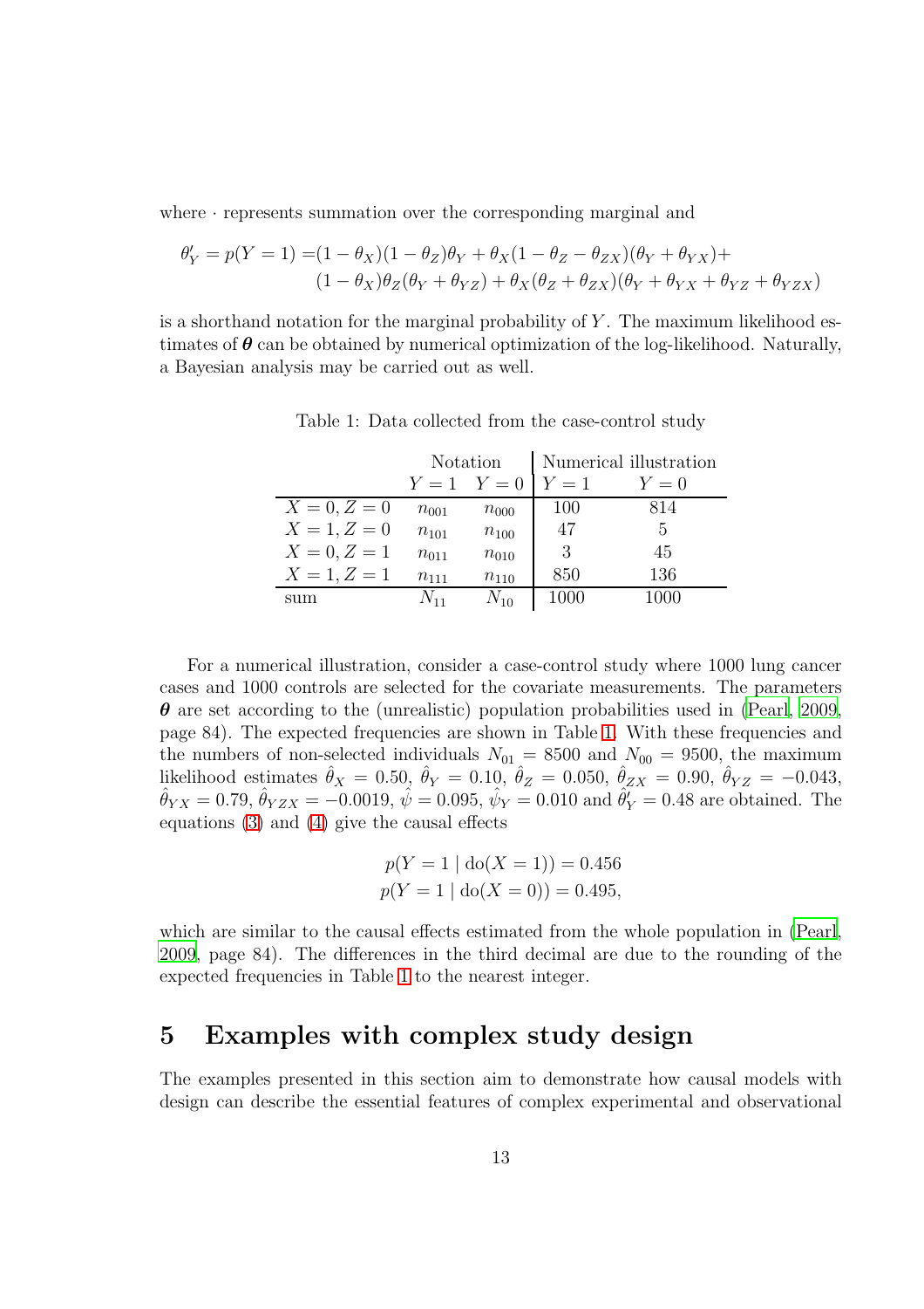where $\cdot$ represents summation over the corresponding marginal and

$$\begin{aligned}\theta'_Y = p(Y=1) =&(1-\theta_X)(1-\theta_Z)\theta_Y + \theta_X(1-\theta_Z-\theta_{ZX})(\theta_Y+\theta_{YX})+\\&(1-\theta_X)\theta_Z(\theta_Y+\theta_{YZ}) + \theta_X(\theta_Z+\theta_{ZX})(\theta_Y+\theta_{YX}+\theta_{YZ}+\theta_{YZX})\end{aligned}$$

is a shorthand notation for the marginal probability of $Y$. The maximum likelihood estimates of $\boldsymbol{\theta}$ can be obtained by numerical optimization of the log-likelihood. Naturally, a Bayesian analysis may be carried out as well.

Table 1: Data collected from the case-control study

| | Notation | | Numerical illustration | |
|---|---|---|---|---|
| | $Y=1$ | $Y=0$ | $Y=1$ | $Y=0$ |
| $X=0, Z=0$ | $n_{001}$ | $n_{000}$ | 100 | 814 |
| $X=1, Z=0$ | $n_{101}$ | $n_{100}$ | 47 | 5 |
| $X=0, Z=1$ | $n_{011}$ | $n_{010}$ | 3 | 45 |
| $X=1, Z=1$ | $n_{111}$ | $n_{110}$ | 850 | 136 |
| sum | $N_{11}$ | $N_{10}$ | 1000 | 1000 |

For a numerical illustration, consider a case-control study where 1000 lung cancer cases and 1000 controls are selected for the covariate measurements. The parameters $\boldsymbol{\theta}$ are set according to the (unrealistic) population probabilities used in (Pearl, 2009, page 84). The expected frequencies are shown in Table 1. With these frequencies and the numbers of non-selected individuals $N_{01} = 8500$ and $N_{00} = 9500$, the maximum likelihood estimates $\hat{\theta}_X = 0.50$, $\hat{\theta}_Y = 0.10$, $\hat{\theta}_Z = 0.050$, $\hat{\theta}_{ZX} = 0.90$, $\hat{\theta}_{YZ} = -0.043$, $\hat{\theta}_{YX} = 0.79$, $\hat{\theta}_{YZX} = -0.0019$, $\hat{\psi} = 0.095$, $\hat{\psi}_Y = 0.010$ and $\hat{\theta}'_Y = 0.48$ are obtained. The equations (3) and (4) give the causal effects

$$p(Y=1 \mid \mathrm{do}(X=1)) = 0.456$$
$$p(Y=1 \mid \mathrm{do}(X=0)) = 0.495,$$

which are similar to the causal effects estimated from the whole population in (Pearl, 2009, page 84). The differences in the third decimal are due to the rounding of the expected frequencies in Table 1 to the nearest integer.

## 5 Examples with complex study design

The examples presented in this section aim to demonstrate how causal models with design can describe the essential features of complex experimental and observational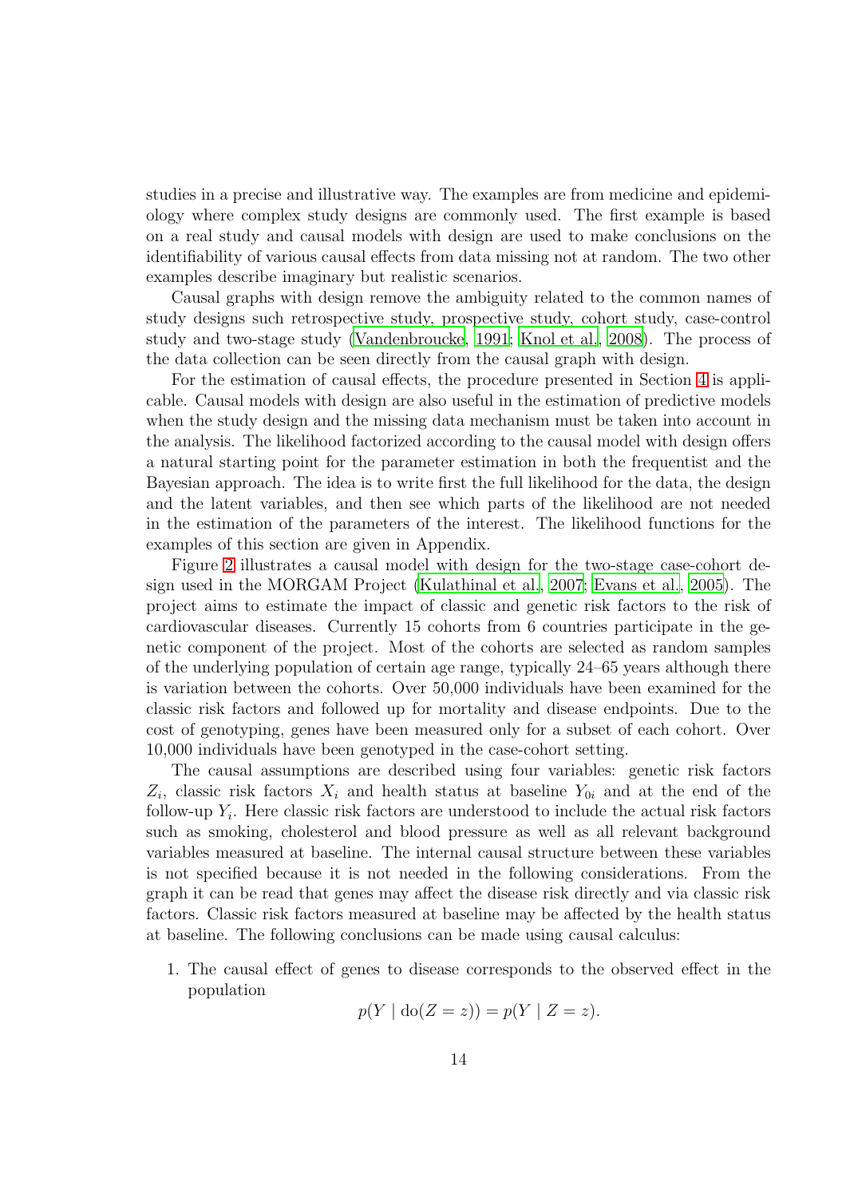studies in a precise and illustrative way. The examples are from medicine and epidemiology where complex study designs are commonly used. The first example is based on a real study and causal models with design are used to make conclusions on the identifiability of various causal effects from data missing not at random. The two other examples describe imaginary but realistic scenarios.

Causal graphs with design remove the ambiguity related to the common names of study designs such retrospective study, prospective study, cohort study, case-control study and two-stage study (Vandenbroucke, 1991; Knol et al., 2008). The process of the data collection can be seen directly from the causal graph with design.

For the estimation of causal effects, the procedure presented in Section 4 is applicable. Causal models with design are also useful in the estimation of predictive models when the study design and the missing data mechanism must be taken into account in the analysis. The likelihood factorized according to the causal model with design offers a natural starting point for the parameter estimation in both the frequentist and the Bayesian approach. The idea is to write first the full likelihood for the data, the design and the latent variables, and then see which parts of the likelihood are not needed in the estimation of the parameters of the interest. The likelihood functions for the examples of this section are given in Appendix.

Figure 2 illustrates a causal model with design for the two-stage case-cohort design used in the MORGAM Project (Kulathinal et al., 2007; Evans et al., 2005). The project aims to estimate the impact of classic and genetic risk factors to the risk of cardiovascular diseases. Currently 15 cohorts from 6 countries participate in the genetic component of the project. Most of the cohorts are selected as random samples of the underlying population of certain age range, typically 24–65 years although there is variation between the cohorts. Over 50,000 individuals have been examined for the classic risk factors and followed up for mortality and disease endpoints. Due to the cost of genotyping, genes have been measured only for a subset of each cohort. Over 10,000 individuals have been genotyped in the case-cohort setting.

The causal assumptions are described using four variables: genetic risk factors $Z_i$, classic risk factors $X_i$ and health status at baseline $Y_{0i}$ and at the end of the follow-up $Y_i$. Here classic risk factors are understood to include the actual risk factors such as smoking, cholesterol and blood pressure as well as all relevant background variables measured at baseline. The internal causal structure between these variables is not specified because it is not needed in the following considerations. From the graph it can be read that genes may affect the disease risk directly and via classic risk factors. Classic risk factors measured at baseline may be affected by the health status at baseline. The following conclusions can be made using causal calculus:

1. The causal effect of genes to disease corresponds to the observed effect in the population

$$p(Y \mid \mathrm{do}(Z = z)) = p(Y \mid Z = z).$$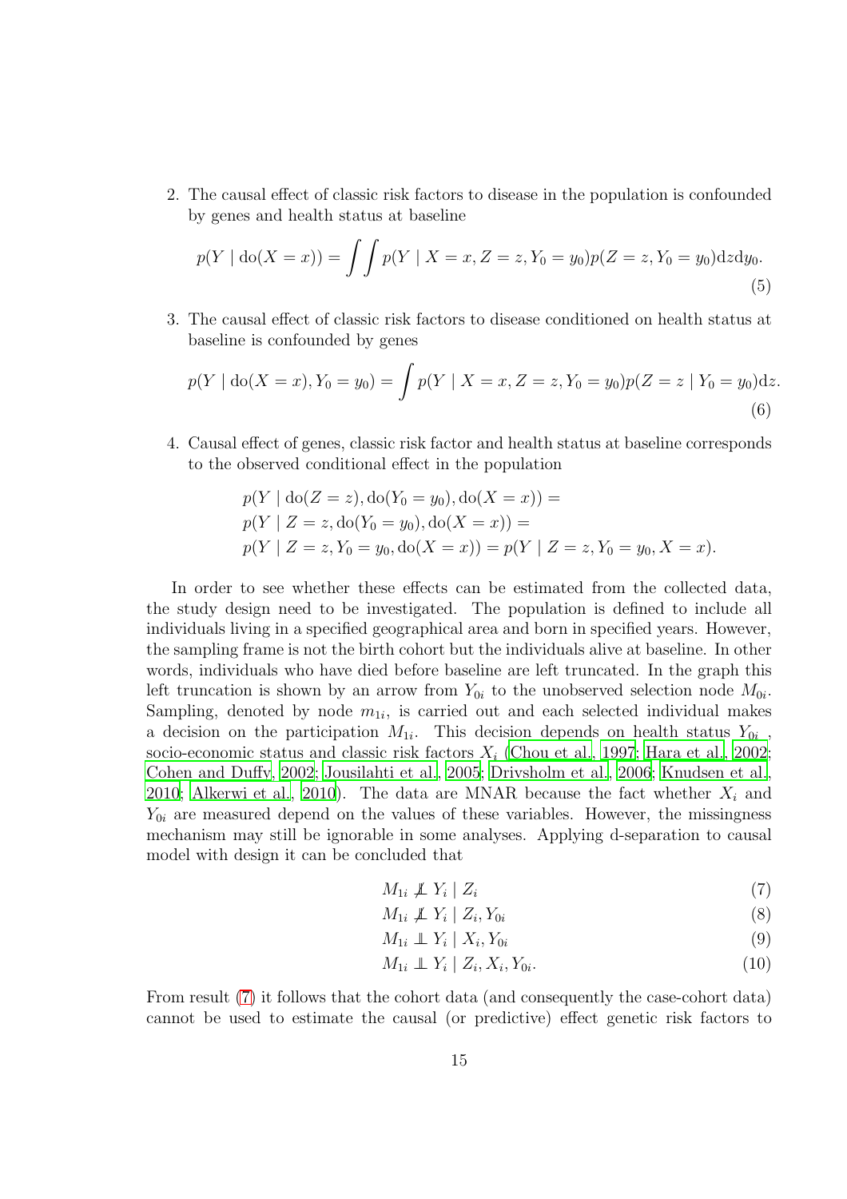2. The causal effect of classic risk factors to disease in the population is confounded by genes and health status at baseline

$$p(Y \mid \mathrm{do}(X = x)) = \int\int p(Y \mid X = x, Z = z, Y_0 = y_0) p(Z = z, Y_0 = y_0) \mathrm{d}z \mathrm{d}y_0. \tag{5}$$

3. The causal effect of classic risk factors to disease conditioned on health status at baseline is confounded by genes

$$p(Y \mid \mathrm{do}(X = x), Y_0 = y_0) = \int p(Y \mid X = x, Z = z, Y_0 = y_0) p(Z = z \mid Y_0 = y_0) \mathrm{d}z. \tag{6}$$

4. Causal effect of genes, classic risk factor and health status at baseline corresponds to the observed conditional effect in the population

$$\begin{aligned}
&p(Y \mid \mathrm{do}(Z = z), \mathrm{do}(Y_0 = y_0), \mathrm{do}(X = x)) = \\
&p(Y \mid Z = z, \mathrm{do}(Y_0 = y_0), \mathrm{do}(X = x)) = \\
&p(Y \mid Z = z, Y_0 = y_0, \mathrm{do}(X = x)) = p(Y \mid Z = z, Y_0 = y_0, X = x).
\end{aligned}$$

In order to see whether these effects can be estimated from the collected data, the study design need to be investigated. The population is defined to include all individuals living in a specified geographical area and born in specified years. However, the sampling frame is not the birth cohort but the individuals alive at baseline. In other words, individuals who have died before baseline are left truncated. In the graph this left truncation is shown by an arrow from $Y_{0i}$ to the unobserved selection node $M_{0i}$. Sampling, denoted by node $m_{1i}$, is carried out and each selected individual makes a decision on the participation $M_{1i}$. This decision depends on health status $Y_{0i}$, socio-economic status and classic risk factors $X_i$ (Chou et al., 1997; Hara et al., 2002; Cohen and Duffy, 2002; Jousilahti et al., 2005; Drivsholm et al., 2006; Knudsen et al., 2010; Alkerwi et al., 2010). The data are MNAR because the fact whether $X_i$ and $Y_{0i}$ are measured depend on the values of these variables. However, the missingness mechanism may still be ignorable in some analyses. Applying d-separation to causal model with design it can be concluded that

$$M_{1i} \not\perp\!\!\!\perp Y_i \mid Z_i \tag{7}$$

$$M_{1i} \not\perp\!\!\!\perp Y_i \mid Z_i, Y_{0i} \tag{8}$$

$$M_{1i} \perp\!\!\!\perp Y_i \mid X_i, Y_{0i} \tag{9}$$

$$M_{1i} \perp\!\!\!\perp Y_i \mid Z_i, X_i, Y_{0i}. \tag{10}$$

From result (7) it follows that the cohort data (and consequently the case-cohort data) cannot be used to estimate the causal (or predictive) effect genetic risk factors to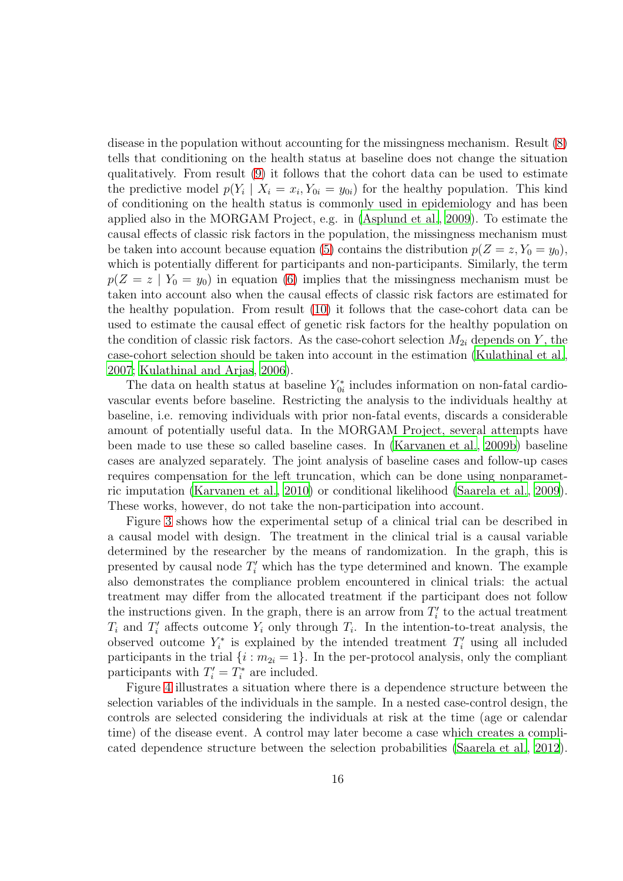disease in the population without accounting for the missingness mechanism. Result (8) tells that conditioning on the health status at baseline does not change the situation qualitatively. From result (9) it follows that the cohort data can be used to estimate the predictive model $p(Y_i \mid X_i = x_i, Y_{0i} = y_{0i})$ for the healthy population. This kind of conditioning on the health status is commonly used in epidemiology and has been applied also in the MORGAM Project, e.g. in (Asplund et al., 2009). To estimate the causal effects of classic risk factors in the population, the missingness mechanism must be taken into account because equation (5) contains the distribution $p(Z = z, Y_0 = y_0)$, which is potentially different for participants and non-participants. Similarly, the term $p(Z = z \mid Y_0 = y_0)$ in equation (6) implies that the missingness mechanism must be taken into account also when the causal effects of classic risk factors are estimated for the healthy population. From result (10) it follows that the case-cohort data can be used to estimate the causal effect of genetic risk factors for the healthy population on the condition of classic risk factors. As the case-cohort selection $M_{2i}$ depends on $Y$, the case-cohort selection should be taken into account in the estimation (Kulathinal et al., 2007; Kulathinal and Arjas, 2006).

The data on health status at baseline $Y^*_{0i}$ includes information on non-fatal cardiovascular events before baseline. Restricting the analysis to the individuals healthy at baseline, i.e. removing individuals with prior non-fatal events, discards a considerable amount of potentially useful data. In the MORGAM Project, several attempts have been made to use these so called baseline cases. In (Karvanen et al., 2009b) baseline cases are analyzed separately. The joint analysis of baseline cases and follow-up cases requires compensation for the left truncation, which can be done using nonparametric imputation (Karvanen et al., 2010) or conditional likelihood (Saarela et al., 2009). These works, however, do not take the non-participation into account.

Figure 3 shows how the experimental setup of a clinical trial can be described in a causal model with design. The treatment in the clinical trial is a causal variable determined by the researcher by the means of randomization. In the graph, this is presented by causal node $T'_i$ which has the type determined and known. The example also demonstrates the compliance problem encountered in clinical trials: the actual treatment may differ from the allocated treatment if the participant does not follow the instructions given. In the graph, there is an arrow from $T'_i$ to the actual treatment $T_i$ and $T'_i$ affects outcome $Y_i$ only through $T_i$. In the intention-to-treat analysis, the observed outcome $Y^*_i$ is explained by the intended treatment $T'_i$ using all included participants in the trial $\{i : m_{2i} = 1\}$. In the per-protocol analysis, only the compliant participants with $T'_i = T^*_i$ are included.

Figure 4 illustrates a situation where there is a dependence structure between the selection variables of the individuals in the sample. In a nested case-control design, the controls are selected considering the individuals at risk at the time (age or calendar time) of the disease event. A control may later become a case which creates a complicated dependence structure between the selection probabilities (Saarela et al., 2012).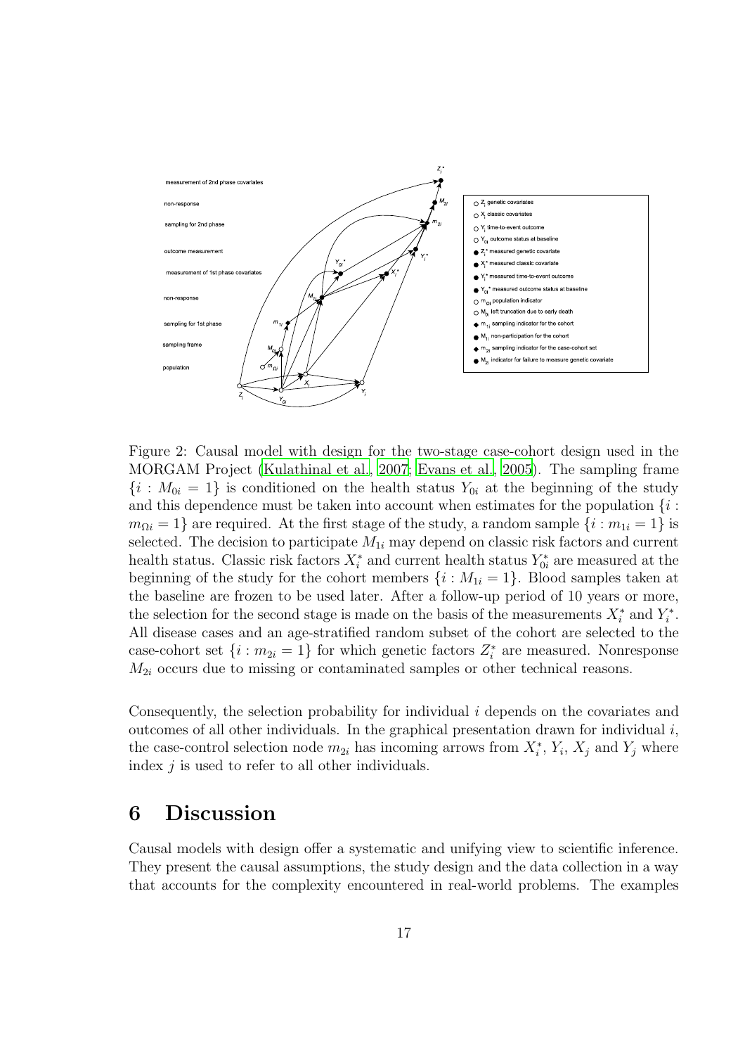measurement of 2nd phase covariates

non-response

sampling for 2nd phase

outcome measurement

measurement of 1st phase covariates

non-response

sampling for 1st phase

sampling frame

population

$Z_i$ genetic covariates
$X_i$ classic covariates
$Y_i$ time-to-event outcome
$Y_{0i}$ outcome status at baseline
$Z_i^*$ measured genetic covariate
$X_i^*$ measured classic covariate
$Y_i^*$ measured time-to-event outcome
$Y_{0i}^*$ measured outcome status at baseline
$m_{\Omega i}$ population indicator
$M_{0i}$ left truncation due to early death
$m_{1i}$ sampling indicator for the cohort
$M_{1i}$ non-participation for the cohort
$m_{2i}$ sampling indicator for the case-cohort set
$M_{2i}$ indicator for failure to measure genetic covariate

Figure 2: Causal model with design for the two-stage case-cohort design used in the MORGAM Project (Kulathinal et al., 2007; Evans et al., 2005). The sampling frame $\{i : M_{0i} = 1\}$ is conditioned on the health status $Y_{0i}$ at the beginning of the study and this dependence must be taken into account when estimates for the population $\{i : m_{\Omega i} = 1\}$ are required. At the first stage of the study, a random sample $\{i : m_{1i} = 1\}$ is selected. The decision to participate $M_{1i}$ may depend on classic risk factors and current health status. Classic risk factors $X_i^*$ and current health status $Y_{0i}^*$ are measured at the beginning of the study for the cohort members $\{i : M_{1i} = 1\}$. Blood samples taken at the baseline are frozen to be used later. After a follow-up period of 10 years or more, the selection for the second stage is made on the basis of the measurements $X_i^*$ and $Y_i^*$. All disease cases and an age-stratified random subset of the cohort are selected to the case-cohort set $\{i : m_{2i} = 1\}$ for which genetic factors $Z_i^*$ are measured. Nonresponse $M_{2i}$ occurs due to missing or contaminated samples or other technical reasons.

Consequently, the selection probability for individual $i$ depends on the covariates and outcomes of all other individuals. In the graphical presentation drawn for individual $i$, the case-control selection node $m_{2i}$ has incoming arrows from $X_i^*$, $Y_i$, $X_j$ and $Y_j$ where index $j$ is used to refer to all other individuals.

# 6 Discussion

Causal models with design offer a systematic and unifying view to scientific inference. They present the causal assumptions, the study design and the data collection in a way that accounts for the complexity encountered in real-world problems. The examples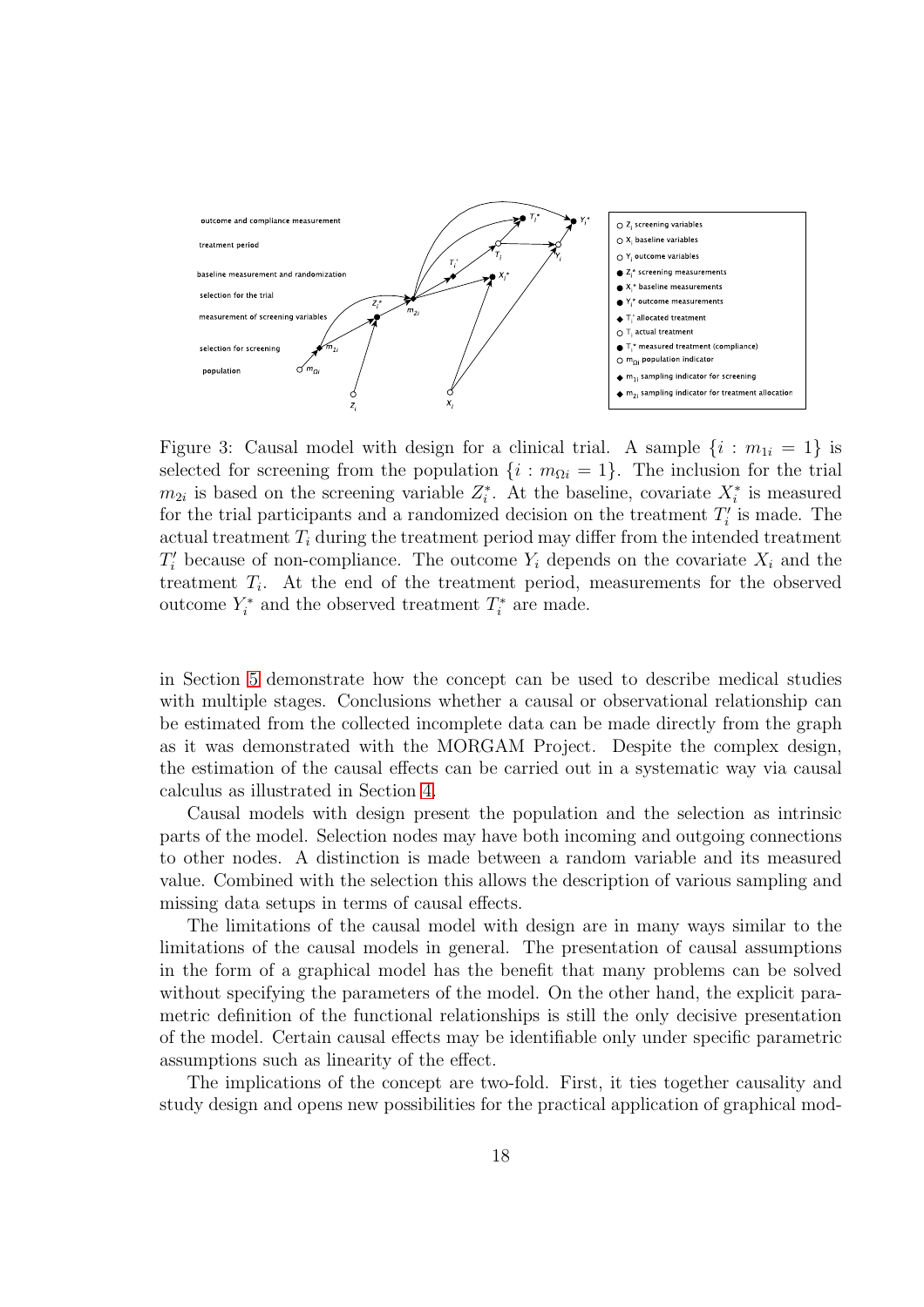outcome and compliance measurement

treatment period

baseline measurement and randomization

selection for the trial

measurement of screening variables

selection for screening

population

$Z_i$ screening variables

$X_i$ baseline variables

$Y_i$ outcome variables

$Z_i^*$ screening measurements

$X_i^*$ baseline measurements

$Y_i^*$ outcome measurements

$T_i'$ allocated treatment

$T_i$ actual treatment

$T_i^*$ measured treatment (compliance)

$m_{\Omega i}$ population indicator

$m_{1i}$ sampling indicator for screening

$m_{2i}$ sampling indicator for treatment allocation

Figure 3: Causal model with design for a clinical trial. A sample $\{i : m_{1i} = 1\}$ is selected for screening from the population $\{i : m_{\Omega i} = 1\}$. The inclusion for the trial $m_{2i}$ is based on the screening variable $Z_i^*$. At the baseline, covariate $X_i^*$ is measured for the trial participants and a randomized decision on the treatment $T_i'$ is made. The actual treatment $T_i$ during the treatment period may differ from the intended treatment $T_i'$ because of non-compliance. The outcome $Y_i$ depends on the covariate $X_i$ and the treatment $T_i$. At the end of the treatment period, measurements for the observed outcome $Y_i^*$ and the observed treatment $T_i^*$ are made.

in Section 5 demonstrate how the concept can be used to describe medical studies with multiple stages. Conclusions whether a causal or observational relationship can be estimated from the collected incomplete data can be made directly from the graph as it was demonstrated with the MORGAM Project. Despite the complex design, the estimation of the causal effects can be carried out in a systematic way via causal calculus as illustrated in Section 4.

Causal models with design present the population and the selection as intrinsic parts of the model. Selection nodes may have both incoming and outgoing connections to other nodes. A distinction is made between a random variable and its measured value. Combined with the selection this allows the description of various sampling and missing data setups in terms of causal effects.

The limitations of the causal model with design are in many ways similar to the limitations of the causal models in general. The presentation of causal assumptions in the form of a graphical model has the benefit that many problems can be solved without specifying the parameters of the model. On the other hand, the explicit parametric definition of the functional relationships is still the only decisive presentation of the model. Certain causal effects may be identifiable only under specific parametric assumptions such as linearity of the effect.

The implications of the concept are two-fold. First, it ties together causality and study design and opens new possibilities for the practical application of graphical mod-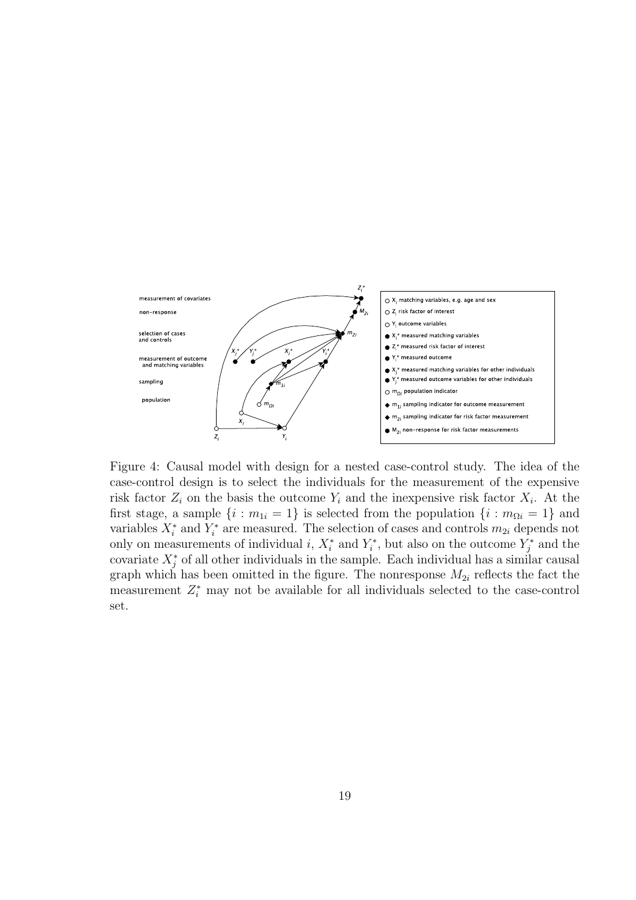measurement of covariates

non-response

selection of cases and controls

measurement of outcome and matching variables

sampling

population

$Z_i^*$

$M_{2i}$

$m_{2i}$

$X_j^*$ $Y_j^*$ $X_i^*$ $Y_i^*$

$m_{1i}$

$m_{\Omega i}$

$X_i$

$Z_i$ $Y_i$

○ $X_i$ matching variables, e.g. age and sex
○ $Z_i$ risk factor of interest
○ $Y_i$ outcome variables
● $X_i^*$ measured matching variables
● $Z_i^*$ measured risk factor of interest
● $Y_i^*$ measured outcome
● $X_j^*$ measured matching variables for other individuals
● $Y_j^*$ measured outcome variables for other individuals
○ $m_{\Omega i}$ population indicator
◆ $m_{1i}$ sampling indicator for outcome measurement
◆ $m_{2i}$ sampling indicator for risk factor measurement
● $M_{2i}$ non-response for risk factor measurements

Figure 4: Causal model with design for a nested case-control study. The idea of the case-control design is to select the individuals for the measurement of the expensive risk factor $Z_i$ on the basis the outcome $Y_i$ and the inexpensive risk factor $X_i$. At the first stage, a sample $\{i : m_{1i} = 1\}$ is selected from the population $\{i : m_{\Omega i} = 1\}$ and variables $X_i^*$ and $Y_i^*$ are measured. The selection of cases and controls $m_{2i}$ depends not only on measurements of individual $i$, $X_i^*$ and $Y_i^*$, but also on the outcome $Y_j^*$ and the covariate $X_j^*$ of all other individuals in the sample. Each individual has a similar causal graph which has been omitted in the figure. The nonresponse $M_{2i}$ reflects the fact the measurement $Z_i^*$ may not be available for all individuals selected to the case-control set.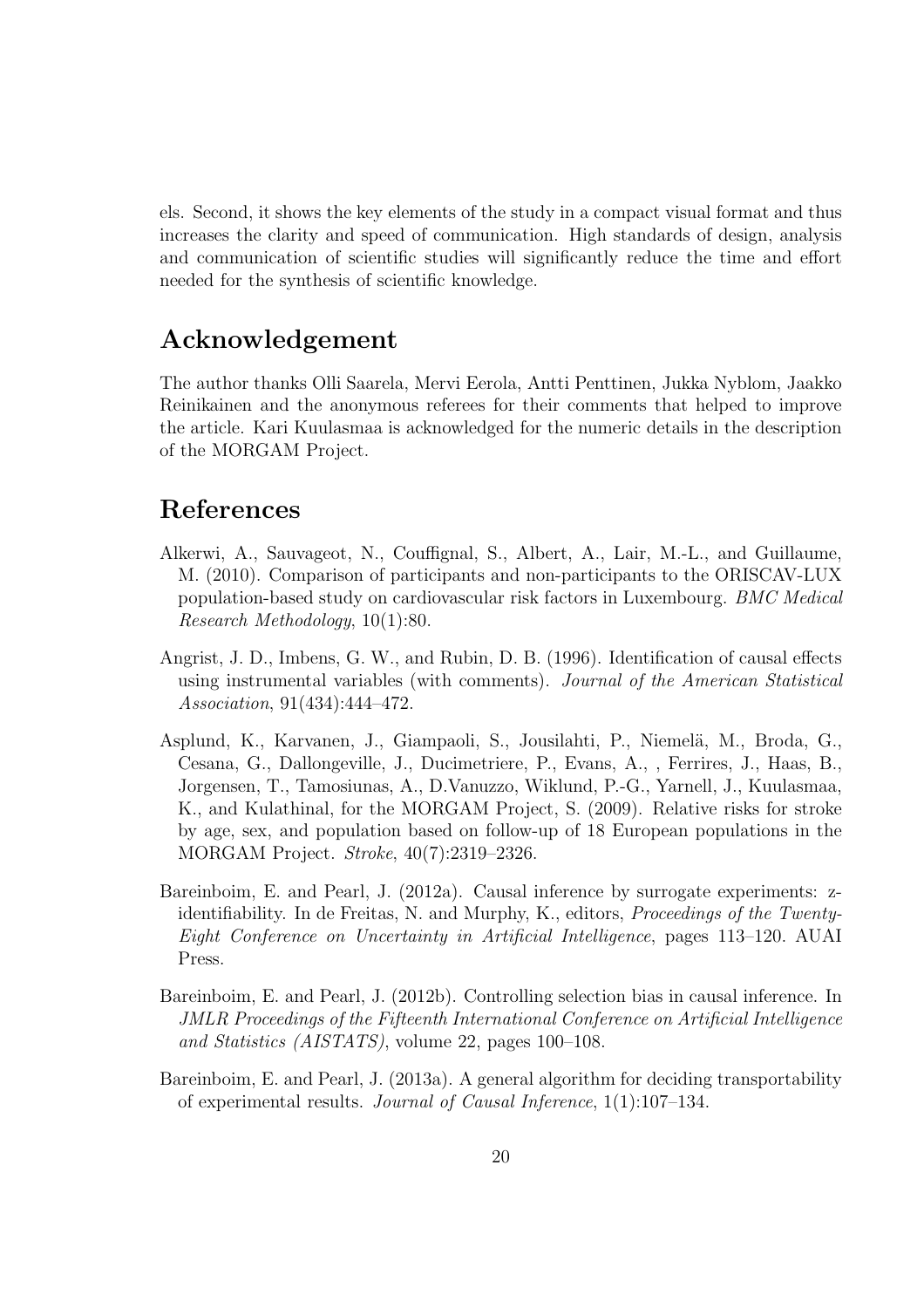els. Second, it shows the key elements of the study in a compact visual format and thus increases the clarity and speed of communication. High standards of design, analysis and communication of scientific studies will significantly reduce the time and effort needed for the synthesis of scientific knowledge.

# Acknowledgement

The author thanks Olli Saarela, Mervi Eerola, Antti Penttinen, Jukka Nyblom, Jaakko Reinikainen and the anonymous referees for their comments that helped to improve the article. Kari Kuulasmaa is acknowledged for the numeric details in the description of the MORGAM Project.

# References

Alkerwi, A., Sauvageot, N., Couffignal, S., Albert, A., Lair, M.-L., and Guillaume, M. (2010). Comparison of participants and non-participants to the ORISCAV-LUX population-based study on cardiovascular risk factors in Luxembourg. *BMC Medical Research Methodology*, 10(1):80.

Angrist, J. D., Imbens, G. W., and Rubin, D. B. (1996). Identification of causal effects using instrumental variables (with comments). *Journal of the American Statistical Association*, 91(434):444–472.

Asplund, K., Karvanen, J., Giampaoli, S., Jousilahti, P., Niemelä, M., Broda, G., Cesana, G., Dallongeville, J., Ducimetriere, P., Evans, A., , Ferrires, J., Haas, B., Jorgensen, T., Tamosiunas, A., D.Vanuzzo, Wiklund, P.-G., Yarnell, J., Kuulasmaa, K., and Kulathinal, for the MORGAM Project, S. (2009). Relative risks for stroke by age, sex, and population based on follow-up of 18 European populations in the MORGAM Project. *Stroke*, 40(7):2319–2326.

Bareinboim, E. and Pearl, J. (2012a). Causal inference by surrogate experiments: z-identifiability. In de Freitas, N. and Murphy, K., editors, *Proceedings of the Twenty-Eight Conference on Uncertainty in Artificial Intelligence*, pages 113–120. AUAI Press.

Bareinboim, E. and Pearl, J. (2012b). Controlling selection bias in causal inference. In *JMLR Proceedings of the Fifteenth International Conference on Artificial Intelligence and Statistics (AISTATS)*, volume 22, pages 100–108.

Bareinboim, E. and Pearl, J. (2013a). A general algorithm for deciding transportability of experimental results. *Journal of Causal Inference*, 1(1):107–134.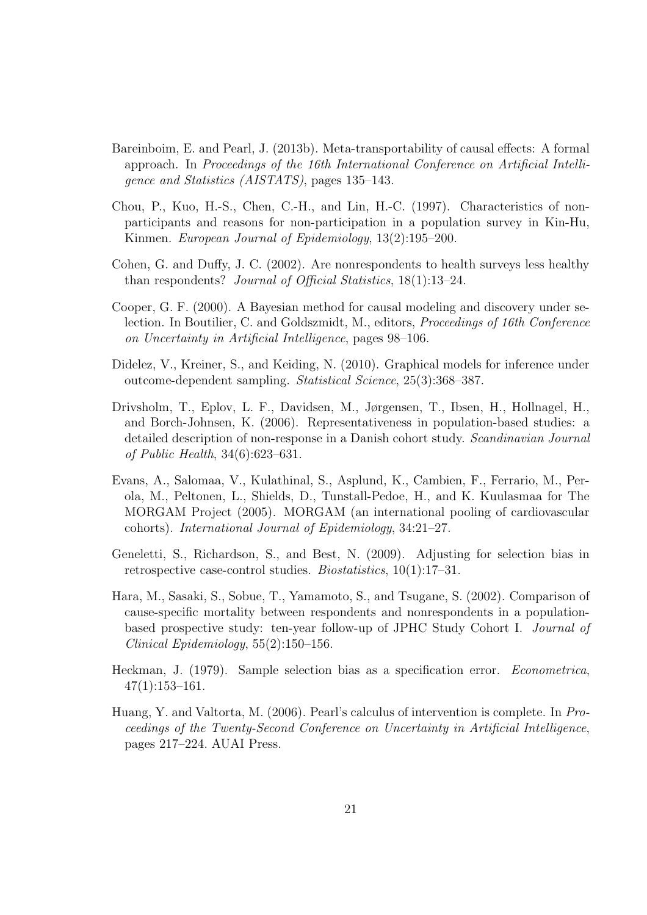Bareinboim, E. and Pearl, J. (2013b). Meta-transportability of causal effects: A formal approach. In *Proceedings of the 16th International Conference on Artificial Intelligence and Statistics (AISTATS)*, pages 135–143.

Chou, P., Kuo, H.-S., Chen, C.-H., and Lin, H.-C. (1997). Characteristics of non-participants and reasons for non-participation in a population survey in Kin-Hu, Kinmen. *European Journal of Epidemiology*, 13(2):195–200.

Cohen, G. and Duffy, J. C. (2002). Are nonrespondents to health surveys less healthy than respondents? *Journal of Official Statistics*, 18(1):13–24.

Cooper, G. F. (2000). A Bayesian method for causal modeling and discovery under selection. In Boutilier, C. and Goldszmidt, M., editors, *Proceedings of 16th Conference on Uncertainty in Artificial Intelligence*, pages 98–106.

Didelez, V., Kreiner, S., and Keiding, N. (2010). Graphical models for inference under outcome-dependent sampling. *Statistical Science*, 25(3):368–387.

Drivsholm, T., Eplov, L. F., Davidsen, M., Jørgensen, T., Ibsen, H., Hollnagel, H., and Borch-Johnsen, K. (2006). Representativeness in population-based studies: a detailed description of non-response in a Danish cohort study. *Scandinavian Journal of Public Health*, 34(6):623–631.

Evans, A., Salomaa, V., Kulathinal, S., Asplund, K., Cambien, F., Ferrario, M., Perola, M., Peltonen, L., Shields, D., Tunstall-Pedoe, H., and K. Kuulasmaa for The MORGAM Project (2005). MORGAM (an international pooling of cardiovascular cohorts). *International Journal of Epidemiology*, 34:21–27.

Geneletti, S., Richardson, S., and Best, N. (2009). Adjusting for selection bias in retrospective case-control studies. *Biostatistics*, 10(1):17–31.

Hara, M., Sasaki, S., Sobue, T., Yamamoto, S., and Tsugane, S. (2002). Comparison of cause-specific mortality between respondents and nonrespondents in a population-based prospective study: ten-year follow-up of JPHC Study Cohort I. *Journal of Clinical Epidemiology*, 55(2):150–156.

Heckman, J. (1979). Sample selection bias as a specification error. *Econometrica*, 47(1):153–161.

Huang, Y. and Valtorta, M. (2006). Pearl's calculus of intervention is complete. In *Proceedings of the Twenty-Second Conference on Uncertainty in Artificial Intelligence*, pages 217–224. AUAI Press.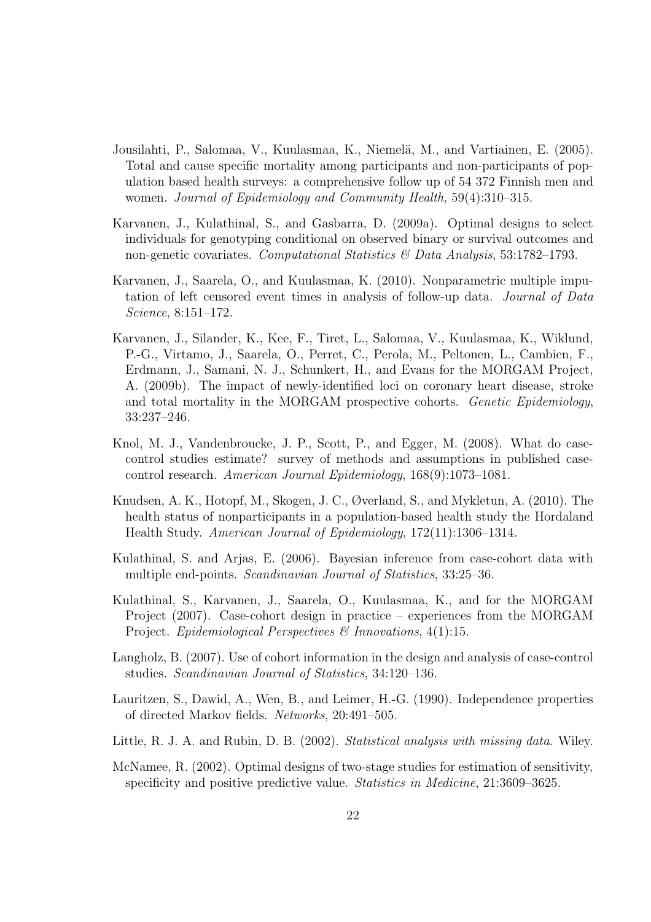Jousilahti, P., Salomaa, V., Kuulasmaa, K., Niemelä, M., and Vartiainen, E. (2005). Total and cause specific mortality among participants and non-participants of population based health surveys: a comprehensive follow up of 54 372 Finnish men and women. *Journal of Epidemiology and Community Health*, 59(4):310–315.

Karvanen, J., Kulathinal, S., and Gasbarra, D. (2009a). Optimal designs to select individuals for genotyping conditional on observed binary or survival outcomes and non-genetic covariates. *Computational Statistics & Data Analysis*, 53:1782–1793.

Karvanen, J., Saarela, O., and Kuulasmaa, K. (2010). Nonparametric multiple imputation of left censored event times in analysis of follow-up data. *Journal of Data Science*, 8:151–172.

Karvanen, J., Silander, K., Kee, F., Tiret, L., Salomaa, V., Kuulasmaa, K., Wiklund, P.-G., Virtamo, J., Saarela, O., Perret, C., Perola, M., Peltonen, L., Cambien, F., Erdmann, J., Samani, N. J., Schunkert, H., and Evans for the MORGAM Project, A. (2009b). The impact of newly-identified loci on coronary heart disease, stroke and total mortality in the MORGAM prospective cohorts. *Genetic Epidemiology*, 33:237–246.

Knol, M. J., Vandenbroucke, J. P., Scott, P., and Egger, M. (2008). What do case-control studies estimate? survey of methods and assumptions in published case-control research. *American Journal Epidemiology*, 168(9):1073–1081.

Knudsen, A. K., Hotopf, M., Skogen, J. C., Øverland, S., and Mykletun, A. (2010). The health status of nonparticipants in a population-based health study the Hordaland Health Study. *American Journal of Epidemiology*, 172(11):1306–1314.

Kulathinal, S. and Arjas, E. (2006). Bayesian inference from case-cohort data with multiple end-points. *Scandinavian Journal of Statistics*, 33:25–36.

Kulathinal, S., Karvanen, J., Saarela, O., Kuulasmaa, K., and for the MORGAM Project (2007). Case-cohort design in practice – experiences from the MORGAM Project. *Epidemiological Perspectives & Innovations*, 4(1):15.

Langholz, B. (2007). Use of cohort information in the design and analysis of case-control studies. *Scandinavian Journal of Statistics*, 34:120–136.

Lauritzen, S., Dawid, A., Wen, B., and Leimer, H.-G. (1990). Independence properties of directed Markov fields. *Networks*, 20:491–505.

Little, R. J. A. and Rubin, D. B. (2002). *Statistical analysis with missing data*. Wiley.

McNamee, R. (2002). Optimal designs of two-stage studies for estimation of sensitivity, specificity and positive predictive value. *Statistics in Medicine*, 21:3609–3625.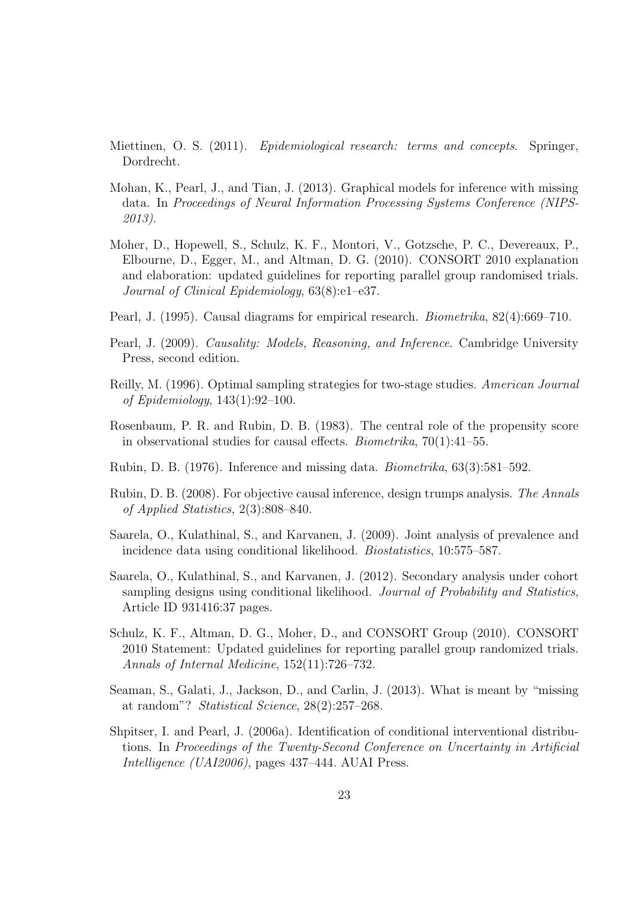Miettinen, O. S. (2011). *Epidemiological research: terms and concepts*. Springer, Dordrecht.

Mohan, K., Pearl, J., and Tian, J. (2013). Graphical models for inference with missing data. In *Proceedings of Neural Information Processing Systems Conference (NIPS-2013)*.

Moher, D., Hopewell, S., Schulz, K. F., Montori, V., Gotzsche, P. C., Devereaux, P., Elbourne, D., Egger, M., and Altman, D. G. (2010). CONSORT 2010 explanation and elaboration: updated guidelines for reporting parallel group randomised trials. *Journal of Clinical Epidemiology*, 63(8):e1–e37.

Pearl, J. (1995). Causal diagrams for empirical research. *Biometrika*, 82(4):669–710.

Pearl, J. (2009). *Causality: Models, Reasoning, and Inference*. Cambridge University Press, second edition.

Reilly, M. (1996). Optimal sampling strategies for two-stage studies. *American Journal of Epidemiology*, 143(1):92–100.

Rosenbaum, P. R. and Rubin, D. B. (1983). The central role of the propensity score in observational studies for causal effects. *Biometrika*, 70(1):41–55.

Rubin, D. B. (1976). Inference and missing data. *Biometrika*, 63(3):581–592.

Rubin, D. B. (2008). For objective causal inference, design trumps analysis. *The Annals of Applied Statistics*, 2(3):808–840.

Saarela, O., Kulathinal, S., and Karvanen, J. (2009). Joint analysis of prevalence and incidence data using conditional likelihood. *Biostatistics*, 10:575–587.

Saarela, O., Kulathinal, S., and Karvanen, J. (2012). Secondary analysis under cohort sampling designs using conditional likelihood. *Journal of Probability and Statistics*, Article ID 931416:37 pages.

Schulz, K. F., Altman, D. G., Moher, D., and CONSORT Group (2010). CONSORT 2010 Statement: Updated guidelines for reporting parallel group randomized trials. *Annals of Internal Medicine*, 152(11):726–732.

Seaman, S., Galati, J., Jackson, D., and Carlin, J. (2013). What is meant by "missing at random"? *Statistical Science*, 28(2):257–268.

Shpitser, I. and Pearl, J. (2006a). Identification of conditional interventional distributions. In *Proceedings of the Twenty-Second Conference on Uncertainty in Artificial Intelligence (UAI2006)*, pages 437–444. AUAI Press.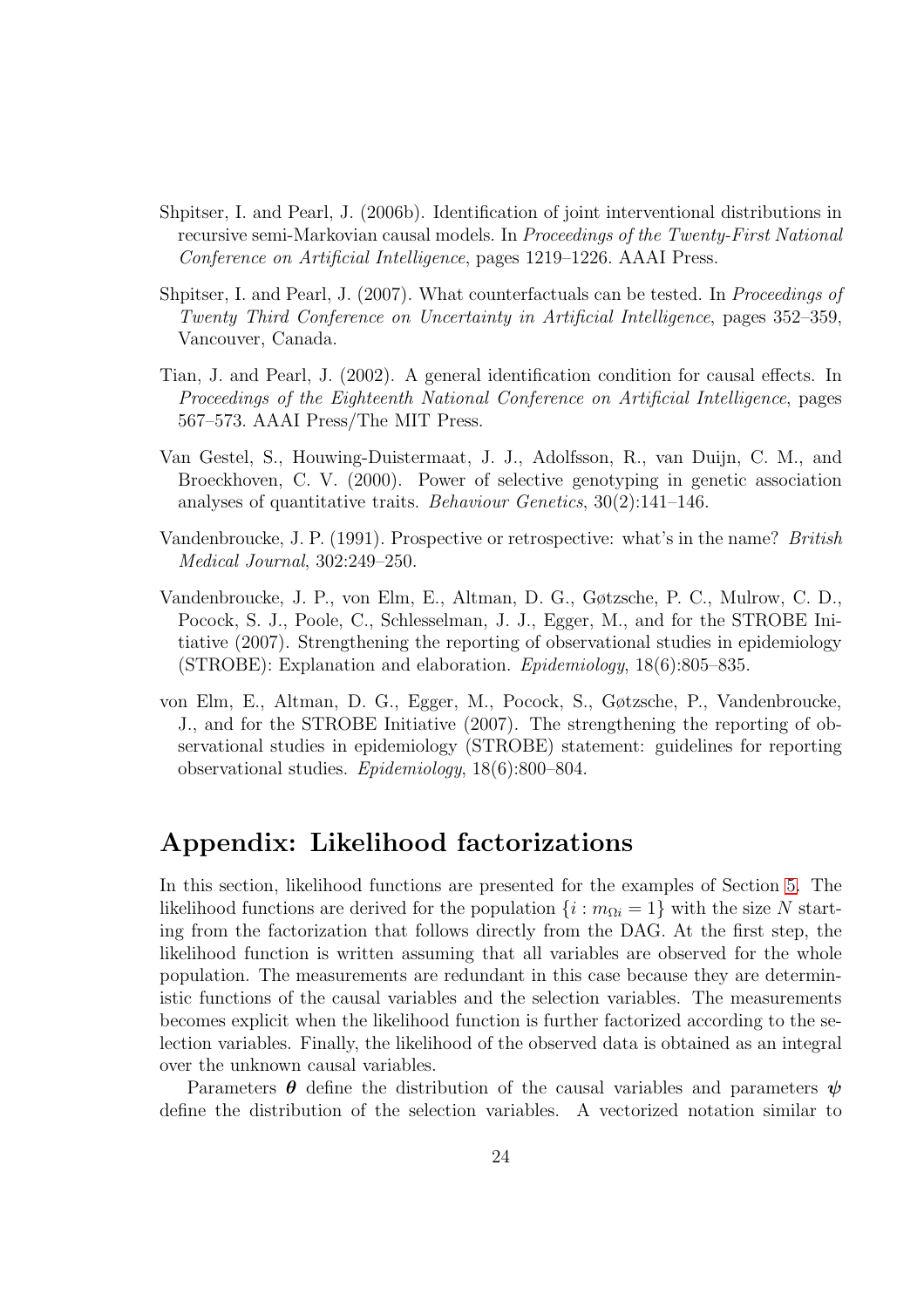Shpitser, I. and Pearl, J. (2006b). Identification of joint interventional distributions in recursive semi-Markovian causal models. In *Proceedings of the Twenty-First National Conference on Artificial Intelligence*, pages 1219–1226. AAAI Press.

Shpitser, I. and Pearl, J. (2007). What counterfactuals can be tested. In *Proceedings of Twenty Third Conference on Uncertainty in Artificial Intelligence*, pages 352–359, Vancouver, Canada.

Tian, J. and Pearl, J. (2002). A general identification condition for causal effects. In *Proceedings of the Eighteenth National Conference on Artificial Intelligence*, pages 567–573. AAAI Press/The MIT Press.

Van Gestel, S., Houwing-Duistermaat, J. J., Adolfsson, R., van Duijn, C. M., and Broeckhoven, C. V. (2000). Power of selective genotyping in genetic association analyses of quantitative traits. *Behaviour Genetics*, 30(2):141–146.

Vandenbroucke, J. P. (1991). Prospective or retrospective: what's in the name? *British Medical Journal*, 302:249–250.

Vandenbroucke, J. P., von Elm, E., Altman, D. G., Gøtzsche, P. C., Mulrow, C. D., Pocock, S. J., Poole, C., Schlesselman, J. J., Egger, M., and for the STROBE Initiative (2007). Strengthening the reporting of observational studies in epidemiology (STROBE): Explanation and elaboration. *Epidemiology*, 18(6):805–835.

von Elm, E., Altman, D. G., Egger, M., Pocock, S., Gøtzsche, P., Vandenbroucke, J., and for the STROBE Initiative (2007). The strengthening the reporting of observational studies in epidemiology (STROBE) statement: guidelines for reporting observational studies. *Epidemiology*, 18(6):800–804.

# Appendix: Likelihood factorizations

In this section, likelihood functions are presented for the examples of Section 5. The likelihood functions are derived for the population $\{i : m_{\Omega i} = 1\}$ with the size $N$ starting from the factorization that follows directly from the DAG. At the first step, the likelihood function is written assuming that all variables are observed for the whole population. The measurements are redundant in this case because they are deterministic functions of the causal variables and the selection variables. The measurements becomes explicit when the likelihood function is further factorized according to the selection variables. Finally, the likelihood of the observed data is obtained as an integral over the unknown causal variables.

Parameters $\boldsymbol{\theta}$ define the distribution of the causal variables and parameters $\boldsymbol{\psi}$ define the distribution of the selection variables. A vectorized notation similar to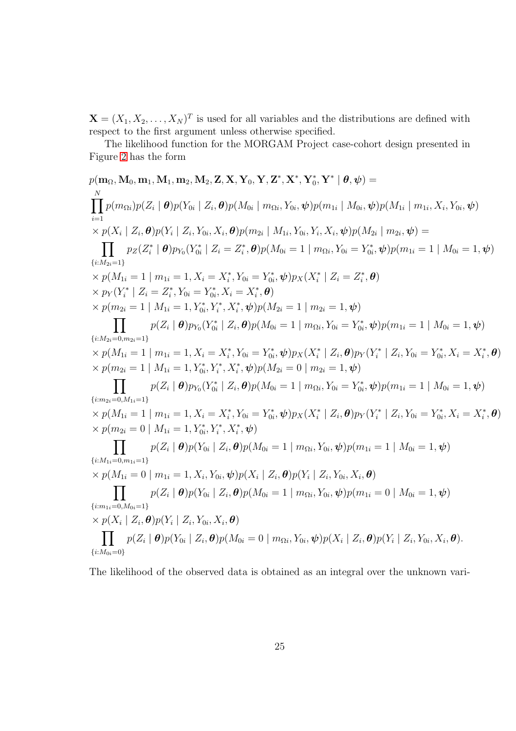$\mathbf{X} = (X_1, X_2, \ldots, X_N)^T$ is used for all variables and the distributions are defined with respect to the first argument unless otherwise specified.

The likelihood function for the MORGAM Project case-cohort design presented in Figure 2 has the form

$$
\begin{aligned}
&p(\mathbf{m}_\Omega, \mathbf{M}_0, \mathbf{m}_1, \mathbf{M}_1, \mathbf{m}_2, \mathbf{M}_2, \mathbf{Z}, \mathbf{X}, \mathbf{Y}_0, \mathbf{Y}, \mathbf{Z}^*, \mathbf{X}^*, \mathbf{Y}_0^*, \mathbf{Y}^* \mid \boldsymbol{\theta}, \boldsymbol{\psi}) = \\
&\prod_{i=1}^{N} p(m_{\Omega i}) p(Z_i \mid \boldsymbol{\theta}) p(Y_{0i} \mid Z_i, \boldsymbol{\theta}) p(M_{0i} \mid m_{\Omega i}, Y_{0i}, \boldsymbol{\psi}) p(m_{1i} \mid M_{0i}, \boldsymbol{\psi}) p(M_{1i} \mid m_{1i}, X_i, Y_{0i}, \boldsymbol{\psi}) \\
&\times p(X_i \mid Z_i, \boldsymbol{\theta}) p(Y_i \mid Z_i, Y_{0i}, X_i, \boldsymbol{\theta}) p(m_{2i} \mid M_{1i}, Y_{0i}, Y_i, X_i, \boldsymbol{\psi}) p(M_{2i} \mid m_{2i}, \boldsymbol{\psi}) = \\
&\prod_{\{i: M_{2i}=1\}} p_Z(Z_i^* \mid \boldsymbol{\theta}) p_{Y_0}(Y_{0i}^* \mid Z_i = Z_i^*, \boldsymbol{\theta}) p(M_{0i} = 1 \mid m_{\Omega i}, Y_{0i} = Y_{0i}^*, \boldsymbol{\psi}) p(m_{1i} = 1 \mid M_{0i} = 1, \boldsymbol{\psi}) \\
&\times p(M_{1i} = 1 \mid m_{1i} = 1, X_i = X_i^*, Y_{0i} = Y_{0i}^*, \boldsymbol{\psi}) p_X(X_i^* \mid Z_i = Z_i^*, \boldsymbol{\theta}) \\
&\times p_Y(Y_i^* \mid Z_i = Z_i^*, Y_{0i} = Y_{0i}^*, X_i = X_i^*, \boldsymbol{\theta}) \\
&\times p(m_{2i} = 1 \mid M_{1i} = 1, Y_{0i}^*, Y_i^*, X_i^*, \boldsymbol{\psi}) p(M_{2i} = 1 \mid m_{2i} = 1, \boldsymbol{\psi}) \\
&\prod_{\{i: M_{2i}=0, m_{2i}=1\}} p(Z_i \mid \boldsymbol{\theta}) p_{Y_0}(Y_{0i}^* \mid Z_i, \boldsymbol{\theta}) p(M_{0i} = 1 \mid m_{\Omega i}, Y_{0i} = Y_{0i}^*, \boldsymbol{\psi}) p(m_{1i} = 1 \mid M_{0i} = 1, \boldsymbol{\psi}) \\
&\times p(M_{1i} = 1 \mid m_{1i} = 1, X_i = X_i^*, Y_{0i} = Y_{0i}^*, \boldsymbol{\psi}) p_X(X_i^* \mid Z_i, \boldsymbol{\theta}) p_Y(Y_i^* \mid Z_i, Y_{0i} = Y_{0i}^*, X_i = X_i^*, \boldsymbol{\theta}) \\
&\times p(m_{2i} = 1 \mid M_{1i} = 1, Y_{0i}^*, Y_i^*, X_i^*, \boldsymbol{\psi}) p(M_{2i} = 0 \mid m_{2i} = 1, \boldsymbol{\psi}) \\
&\prod_{\{i: m_{2i}=0, M_{1i}=1\}} p(Z_i \mid \boldsymbol{\theta}) p_{Y_0}(Y_{0i}^* \mid Z_i, \boldsymbol{\theta}) p(M_{0i} = 1 \mid m_{\Omega i}, Y_{0i} = Y_{0i}^*, \boldsymbol{\psi}) p(m_{1i} = 1 \mid M_{0i} = 1, \boldsymbol{\psi}) \\
&\times p(M_{1i} = 1 \mid m_{1i} = 1, X_i = X_i^*, Y_{0i} = Y_{0i}^*, \boldsymbol{\psi}) p_X(X_i^* \mid Z_i, \boldsymbol{\theta}) p_Y(Y_i^* \mid Z_i, Y_{0i} = Y_{0i}^*, X_i = X_i^*, \boldsymbol{\theta}) \\
&\times p(m_{2i} = 0 \mid M_{1i} = 1, Y_{0i}^*, Y_i^*, X_i^*, \boldsymbol{\psi}) \\
&\prod_{\{i: M_{1i}=0, m_{1i}=1\}} p(Z_i \mid \boldsymbol{\theta}) p(Y_{0i} \mid Z_i, \boldsymbol{\theta}) p(M_{0i} = 1 \mid m_{\Omega i}, Y_{0i}, \boldsymbol{\psi}) p(m_{1i} = 1 \mid M_{0i} = 1, \boldsymbol{\psi}) \\
&\times p(M_{1i} = 0 \mid m_{1i} = 1, X_i, Y_{0i}, \boldsymbol{\psi}) p(X_i \mid Z_i, \boldsymbol{\theta}) p(Y_i \mid Z_i, Y_{0i}, X_i, \boldsymbol{\theta}) \\
&\prod_{\{i: m_{1i}=0, M_{0i}=1\}} p(Z_i \mid \boldsymbol{\theta}) p(Y_{0i} \mid Z_i, \boldsymbol{\theta}) p(M_{0i} = 1 \mid m_{\Omega i}, Y_{0i}, \boldsymbol{\psi}) p(m_{1i} = 0 \mid M_{0i} = 1, \boldsymbol{\psi}) \\
&\times p(X_i \mid Z_i, \boldsymbol{\theta}) p(Y_i \mid Z_i, Y_{0i}, X_i, \boldsymbol{\theta}) \\
&\prod_{\{i: M_{0i}=0\}} p(Z_i \mid \boldsymbol{\theta}) p(Y_{0i} \mid Z_i, \boldsymbol{\theta}) p(M_{0i} = 0 \mid m_{\Omega i}, Y_{0i}, \boldsymbol{\psi}) p(X_i \mid Z_i, \boldsymbol{\theta}) p(Y_i \mid Z_i, Y_{0i}, X_i, \boldsymbol{\theta}).
\end{aligned}
$$

The likelihood of the observed data is obtained as an integral over the unknown vari-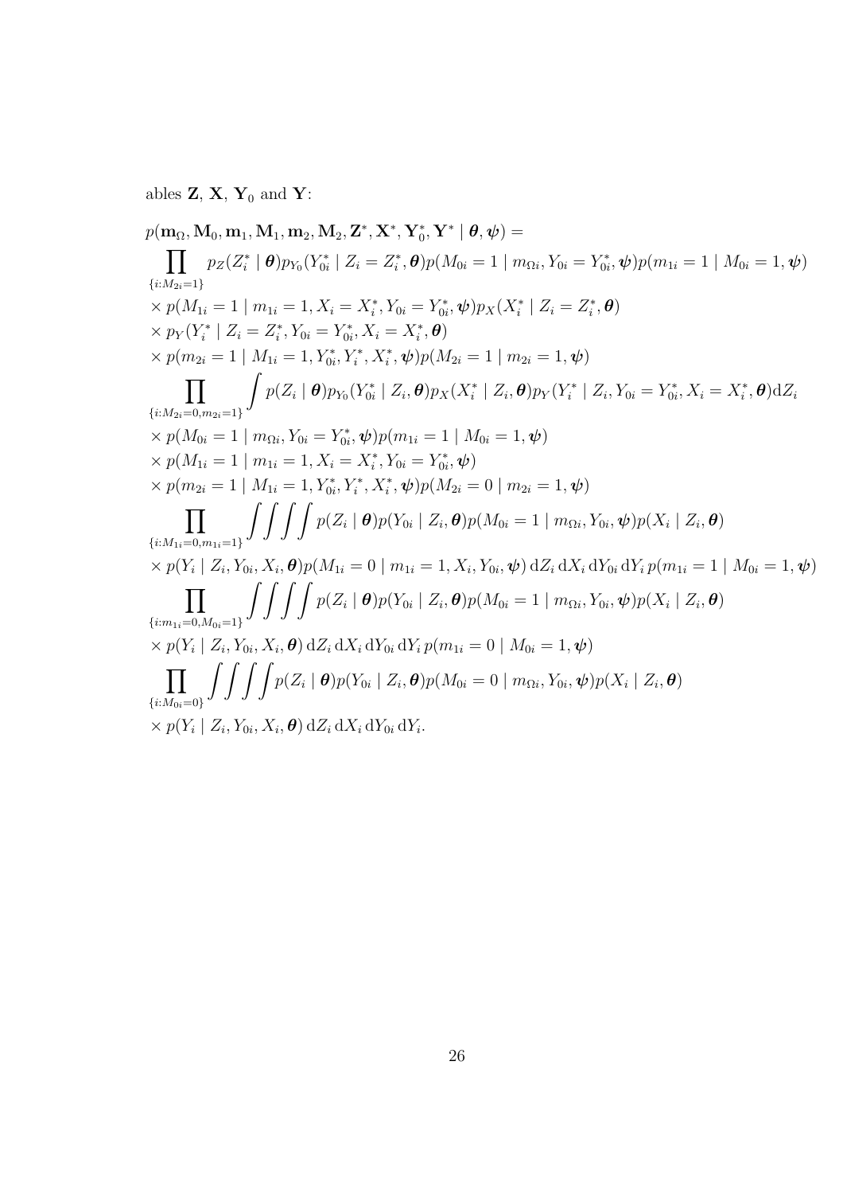ables $\mathbf{Z}$, $\mathbf{X}$, $\mathbf{Y}_0$ and $\mathbf{Y}$:

$$
\begin{aligned}
&p(\mathbf{m}_\Omega, \mathbf{M}_0, \mathbf{m}_1, \mathbf{M}_1, \mathbf{m}_2, \mathbf{M}_2, \mathbf{Z}^*, \mathbf{X}^*, \mathbf{Y}_0^*, \mathbf{Y}^* \mid \boldsymbol{\theta}, \boldsymbol{\psi}) = \\
&\prod_{\{i: M_{2i}=1\}} p_Z(Z_i^* \mid \boldsymbol{\theta}) p_{Y_0}(Y_{0i}^* \mid Z_i = Z_i^*, \boldsymbol{\theta}) p(M_{0i} = 1 \mid m_{\Omega i}, Y_{0i} = Y_{0i}^*, \boldsymbol{\psi}) p(m_{1i} = 1 \mid M_{0i} = 1, \boldsymbol{\psi}) \\
&\times p(M_{1i} = 1 \mid m_{1i} = 1, X_i = X_i^*, Y_{0i} = Y_{0i}^*, \boldsymbol{\psi}) p_X(X_i^* \mid Z_i = Z_i^*, \boldsymbol{\theta}) \\
&\times p_Y(Y_i^* \mid Z_i = Z_i^*, Y_{0i} = Y_{0i}^*, X_i = X_i^*, \boldsymbol{\theta}) \\
&\times p(m_{2i} = 1 \mid M_{1i} = 1, Y_{0i}^*, Y_i^*, X_i^*, \boldsymbol{\psi}) p(M_{2i} = 1 \mid m_{2i} = 1, \boldsymbol{\psi}) \\
&\prod_{\{i: M_{2i}=0, m_{2i}=1\}} \int p(Z_i \mid \boldsymbol{\theta}) p_{Y_0}(Y_{0i}^* \mid Z_i, \boldsymbol{\theta}) p_X(X_i^* \mid Z_i, \boldsymbol{\theta}) p_Y(Y_i^* \mid Z_i, Y_{0i} = Y_{0i}^*, X_i = X_i^*, \boldsymbol{\theta}) \mathrm{d}Z_i \\
&\times p(M_{0i} = 1 \mid m_{\Omega i}, Y_{0i} = Y_{0i}^*, \boldsymbol{\psi}) p(m_{1i} = 1 \mid M_{0i} = 1, \boldsymbol{\psi}) \\
&\times p(M_{1i} = 1 \mid m_{1i} = 1, X_i = X_i^*, Y_{0i} = Y_{0i}^*, \boldsymbol{\psi}) \\
&\times p(m_{2i} = 1 \mid M_{1i} = 1, Y_{0i}^*, Y_i^*, X_i^*, \boldsymbol{\psi}) p(M_{2i} = 0 \mid m_{2i} = 1, \boldsymbol{\psi}) \\
&\prod_{\{i: M_{1i}=0, m_{1i}=1\}} \int\!\!\int\!\!\int\!\!\int p(Z_i \mid \boldsymbol{\theta}) p(Y_{0i} \mid Z_i, \boldsymbol{\theta}) p(M_{0i} = 1 \mid m_{\Omega i}, Y_{0i}, \boldsymbol{\psi}) p(X_i \mid Z_i, \boldsymbol{\theta}) \\
&\times p(Y_i \mid Z_i, Y_{0i}, X_i, \boldsymbol{\theta}) p(M_{1i} = 0 \mid m_{1i} = 1, X_i, Y_{0i}, \boldsymbol{\psi}) \, \mathrm{d}Z_i \, \mathrm{d}X_i \, \mathrm{d}Y_{0i} \, \mathrm{d}Y_i \, p(m_{1i} = 1 \mid M_{0i} = 1, \boldsymbol{\psi}) \\
&\prod_{\{i: m_{1i}=0, M_{0i}=1\}} \int\!\!\int\!\!\int\!\!\int p(Z_i \mid \boldsymbol{\theta}) p(Y_{0i} \mid Z_i, \boldsymbol{\theta}) p(M_{0i} = 1 \mid m_{\Omega i}, Y_{0i}, \boldsymbol{\psi}) p(X_i \mid Z_i, \boldsymbol{\theta}) \\
&\times p(Y_i \mid Z_i, Y_{0i}, X_i, \boldsymbol{\theta}) \, \mathrm{d}Z_i \, \mathrm{d}X_i \, \mathrm{d}Y_{0i} \, \mathrm{d}Y_i \, p(m_{1i} = 0 \mid M_{0i} = 1, \boldsymbol{\psi}) \\
&\prod_{\{i: M_{0i}=0\}} \int\!\!\int\!\!\int\!\!\int p(Z_i \mid \boldsymbol{\theta}) p(Y_{0i} \mid Z_i, \boldsymbol{\theta}) p(M_{0i} = 0 \mid m_{\Omega i}, Y_{0i}, \boldsymbol{\psi}) p(X_i \mid Z_i, \boldsymbol{\theta}) \\
&\times p(Y_i \mid Z_i, Y_{0i}, X_i, \boldsymbol{\theta}) \, \mathrm{d}Z_i \, \mathrm{d}X_i \, \mathrm{d}Y_{0i} \, \mathrm{d}Y_i.
\end{aligned}
$$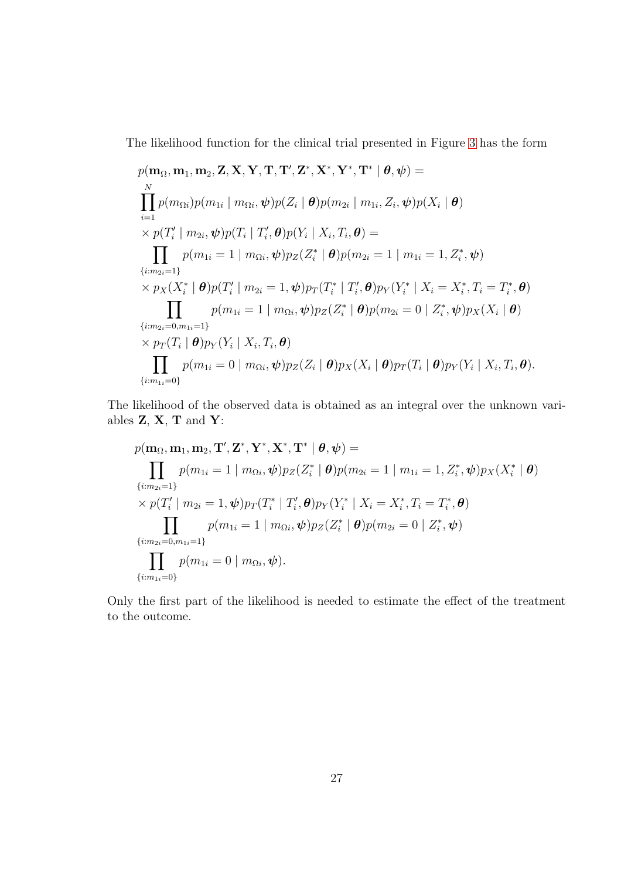The likelihood function for the clinical trial presented in Figure 3 has the form

$$
\begin{aligned}
& p(\mathbf{m}_\Omega, \mathbf{m}_1, \mathbf{m}_2, \mathbf{Z}, \mathbf{X}, \mathbf{Y}, \mathbf{T}, \mathbf{T}', \mathbf{Z}^*, \mathbf{X}^*, \mathbf{Y}^*, \mathbf{T}^* \mid \boldsymbol{\theta}, \boldsymbol{\psi}) = \\
& \prod_{i=1}^{N} p(m_{\Omega i}) p(m_{1i} \mid m_{\Omega i}, \boldsymbol{\psi}) p(Z_i \mid \boldsymbol{\theta}) p(m_{2i} \mid m_{1i}, Z_i, \boldsymbol{\psi}) p(X_i \mid \boldsymbol{\theta}) \\
& \times p(T_i' \mid m_{2i}, \boldsymbol{\psi}) p(T_i \mid T_i', \boldsymbol{\theta}) p(Y_i \mid X_i, T_i, \boldsymbol{\theta}) = \\
& \prod_{\{i: m_{2i}=1\}} p(m_{1i} = 1 \mid m_{\Omega i}, \boldsymbol{\psi}) p_Z(Z_i^* \mid \boldsymbol{\theta}) p(m_{2i} = 1 \mid m_{1i} = 1, Z_i^*, \boldsymbol{\psi}) \\
& \times p_X(X_i^* \mid \boldsymbol{\theta}) p(T_i' \mid m_{2i} = 1, \boldsymbol{\psi}) p_T(T_i^* \mid T_i', \boldsymbol{\theta}) p_Y(Y_i^* \mid X_i = X_i^*, T_i = T_i^*, \boldsymbol{\theta}) \\
& \prod_{\{i: m_{2i}=0, m_{1i}=1\}} p(m_{1i} = 1 \mid m_{\Omega i}, \boldsymbol{\psi}) p_Z(Z_i^* \mid \boldsymbol{\theta}) p(m_{2i} = 0 \mid Z_i^*, \boldsymbol{\psi}) p_X(X_i \mid \boldsymbol{\theta}) \\
& \times p_T(T_i \mid \boldsymbol{\theta}) p_Y(Y_i \mid X_i, T_i, \boldsymbol{\theta}) \\
& \prod_{\{i: m_{1i}=0\}} p(m_{1i} = 0 \mid m_{\Omega i}, \boldsymbol{\psi}) p_Z(Z_i \mid \boldsymbol{\theta}) p_X(X_i \mid \boldsymbol{\theta}) p_T(T_i \mid \boldsymbol{\theta}) p_Y(Y_i \mid X_i, T_i, \boldsymbol{\theta}).
\end{aligned}
$$

The likelihood of the observed data is obtained as an integral over the unknown variables $\mathbf{Z}$, $\mathbf{X}$, $\mathbf{T}$ and $\mathbf{Y}$:

$$
\begin{aligned}
& p(\mathbf{m}_\Omega, \mathbf{m}_1, \mathbf{m}_2, \mathbf{T}', \mathbf{Z}^*, \mathbf{Y}^*, \mathbf{X}^*, \mathbf{T}^* \mid \boldsymbol{\theta}, \boldsymbol{\psi}) = \\
& \prod_{\{i: m_{2i}=1\}} p(m_{1i} = 1 \mid m_{\Omega i}, \boldsymbol{\psi}) p_Z(Z_i^* \mid \boldsymbol{\theta}) p(m_{2i} = 1 \mid m_{1i} = 1, Z_i^*, \boldsymbol{\psi}) p_X(X_i^* \mid \boldsymbol{\theta}) \\
& \times p(T_i' \mid m_{2i} = 1, \boldsymbol{\psi}) p_T(T_i^* \mid T_i', \boldsymbol{\theta}) p_Y(Y_i^* \mid X_i = X_i^*, T_i = T_i^*, \boldsymbol{\theta}) \\
& \prod_{\{i: m_{2i}=0, m_{1i}=1\}} p(m_{1i} = 1 \mid m_{\Omega i}, \boldsymbol{\psi}) p_Z(Z_i^* \mid \boldsymbol{\theta}) p(m_{2i} = 0 \mid Z_i^*, \boldsymbol{\psi}) \\
& \prod_{\{i: m_{1i}=0\}} p(m_{1i} = 0 \mid m_{\Omega i}, \boldsymbol{\psi}).
\end{aligned}
$$

Only the first part of the likelihood is needed to estimate the effect of the treatment to the outcome.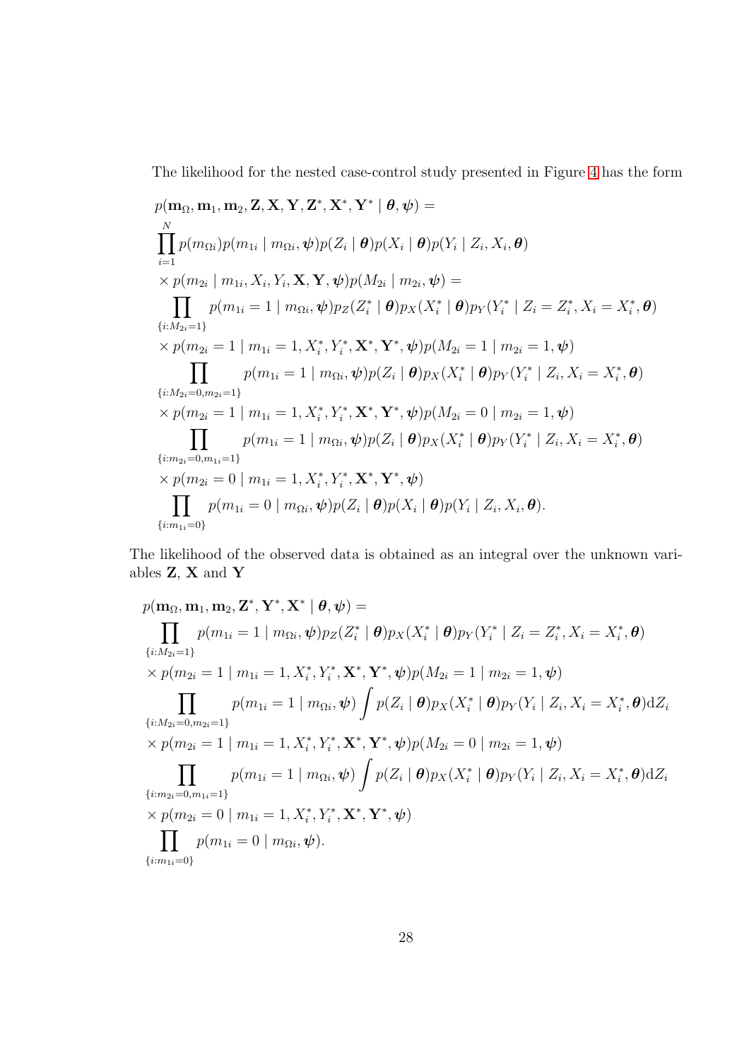The likelihood for the nested case-control study presented in Figure 4 has the form

$$
\begin{aligned}
&p(\mathbf{m}_\Omega, \mathbf{m}_1, \mathbf{m}_2, \mathbf{Z}, \mathbf{X}, \mathbf{Y}, \mathbf{Z}^*, \mathbf{X}^*, \mathbf{Y}^* \mid \boldsymbol{\theta}, \boldsymbol{\psi}) = \\
&\prod_{i=1}^{N} p(m_{\Omega i}) p(m_{1i} \mid m_{\Omega i}, \boldsymbol{\psi}) p(Z_i \mid \boldsymbol{\theta}) p(X_i \mid \boldsymbol{\theta}) p(Y_i \mid Z_i, X_i, \boldsymbol{\theta}) \\
&\times p(m_{2i} \mid m_{1i}, X_i, Y_i, \mathbf{X}, \mathbf{Y}, \boldsymbol{\psi}) p(M_{2i} \mid m_{2i}, \boldsymbol{\psi}) = \\
&\prod_{\{i: M_{2i}=1\}} p(m_{1i} = 1 \mid m_{\Omega i}, \boldsymbol{\psi}) p_Z(Z_i^* \mid \boldsymbol{\theta}) p_X(X_i^* \mid \boldsymbol{\theta}) p_Y(Y_i^* \mid Z_i = Z_i^*, X_i = X_i^*, \boldsymbol{\theta}) \\
&\times p(m_{2i} = 1 \mid m_{1i} = 1, X_i^*, Y_i^*, \mathbf{X}^*, \mathbf{Y}^*, \boldsymbol{\psi}) p(M_{2i} = 1 \mid m_{2i} = 1, \boldsymbol{\psi}) \\
&\prod_{\{i: M_{2i}=0, m_{2i}=1\}} p(m_{1i} = 1 \mid m_{\Omega i}, \boldsymbol{\psi}) p(Z_i \mid \boldsymbol{\theta}) p_X(X_i^* \mid \boldsymbol{\theta}) p_Y(Y_i^* \mid Z_i, X_i = X_i^*, \boldsymbol{\theta}) \\
&\times p(m_{2i} = 1 \mid m_{1i} = 1, X_i^*, Y_i^*, \mathbf{X}^*, \mathbf{Y}^*, \boldsymbol{\psi}) p(M_{2i} = 0 \mid m_{2i} = 1, \boldsymbol{\psi}) \\
&\prod_{\{i: m_{2i}=0, m_{1i}=1\}} p(m_{1i} = 1 \mid m_{\Omega i}, \boldsymbol{\psi}) p(Z_i \mid \boldsymbol{\theta}) p_X(X_i^* \mid \boldsymbol{\theta}) p_Y(Y_i^* \mid Z_i, X_i = X_i^*, \boldsymbol{\theta}) \\
&\times p(m_{2i} = 0 \mid m_{1i} = 1, X_i^*, Y_i^*, \mathbf{X}^*, \mathbf{Y}^*, \boldsymbol{\psi}) \\
&\prod_{\{i: m_{1i}=0\}} p(m_{1i} = 0 \mid m_{\Omega i}, \boldsymbol{\psi}) p(Z_i \mid \boldsymbol{\theta}) p(X_i \mid \boldsymbol{\theta}) p(Y_i \mid Z_i, X_i, \boldsymbol{\theta}).
\end{aligned}
$$

The likelihood of the observed data is obtained as an integral over the unknown variables $\mathbf{Z}$, $\mathbf{X}$ and $\mathbf{Y}$

$$
\begin{aligned}
&p(\mathbf{m}_\Omega, \mathbf{m}_1, \mathbf{m}_2, \mathbf{Z}^*, \mathbf{Y}^*, \mathbf{X}^* \mid \boldsymbol{\theta}, \boldsymbol{\psi}) = \\
&\prod_{\{i: M_{2i}=1\}} p(m_{1i} = 1 \mid m_{\Omega i}, \boldsymbol{\psi}) p_Z(Z_i^* \mid \boldsymbol{\theta}) p_X(X_i^* \mid \boldsymbol{\theta}) p_Y(Y_i^* \mid Z_i = Z_i^*, X_i = X_i^*, \boldsymbol{\theta}) \\
&\times p(m_{2i} = 1 \mid m_{1i} = 1, X_i^*, Y_i^*, \mathbf{X}^*, \mathbf{Y}^*, \boldsymbol{\psi}) p(M_{2i} = 1 \mid m_{2i} = 1, \boldsymbol{\psi}) \\
&\prod_{\{i: M_{2i}=0, m_{2i}=1\}} p(m_{1i} = 1 \mid m_{\Omega i}, \boldsymbol{\psi}) \int p(Z_i \mid \boldsymbol{\theta}) p_X(X_i^* \mid \boldsymbol{\theta}) p_Y(Y_i \mid Z_i, X_i = X_i^*, \boldsymbol{\theta}) \mathrm{d}Z_i \\
&\times p(m_{2i} = 1 \mid m_{1i} = 1, X_i^*, Y_i^*, \mathbf{X}^*, \mathbf{Y}^*, \boldsymbol{\psi}) p(M_{2i} = 0 \mid m_{2i} = 1, \boldsymbol{\psi}) \\
&\prod_{\{i: m_{2i}=0, m_{1i}=1\}} p(m_{1i} = 1 \mid m_{\Omega i}, \boldsymbol{\psi}) \int p(Z_i \mid \boldsymbol{\theta}) p_X(X_i^* \mid \boldsymbol{\theta}) p_Y(Y_i \mid Z_i, X_i = X_i^*, \boldsymbol{\theta}) \mathrm{d}Z_i \\
&\times p(m_{2i} = 0 \mid m_{1i} = 1, X_i^*, Y_i^*, \mathbf{X}^*, \mathbf{Y}^*, \boldsymbol{\psi}) \\
&\prod_{\{i: m_{1i}=0\}} p(m_{1i} = 0 \mid m_{\Omega i}, \boldsymbol{\psi}).
\end{aligned}
$$